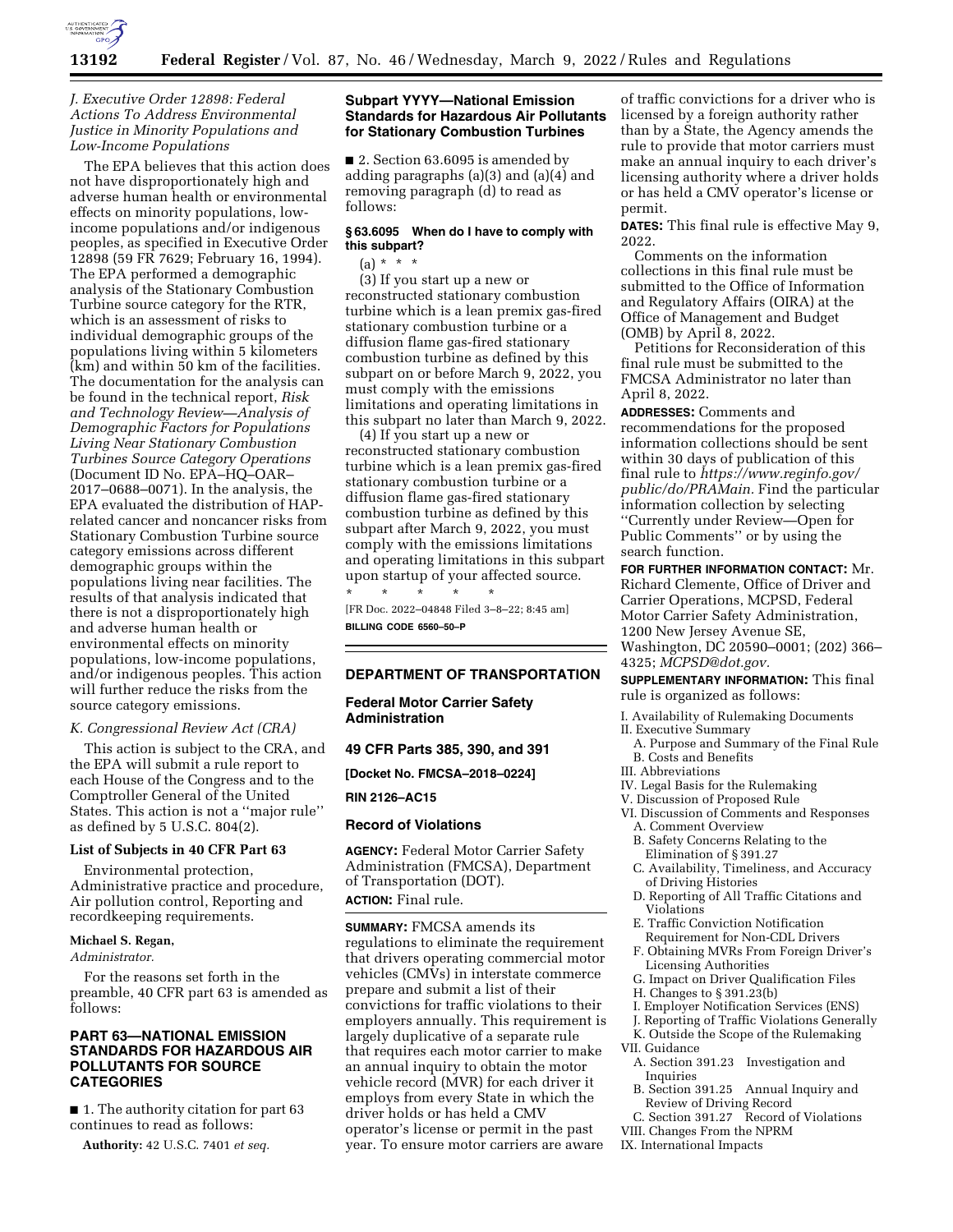### *J. Executive Order 12898: Federal Actions To Address Environmental Justice in Minority Populations and Low-Income Populations*

The EPA believes that this action does not have disproportionately high and adverse human health or environmental effects on minority populations, low-income populations and/or indigenous peoples, as specified in Executive Order 12898 (59 FR 7629; February 16, 1994). The EPA performed a demographic analysis of the Stationary Combustion Turbine source category for the RTR, which is an assessment of risks to individual demographic groups of the populations living within 5 kilometers (km) and within 50 km of the facilities. The documentation for the analysis can be found in the technical report, *Risk and Technology Review—Analysis of Demographic Factors for Populations Living Near Stationary Combustion Turbines Source Category Operations* (Document ID No. EPA–HQ–OAR–2017–0688–0071). In the analysis, the EPA evaluated the distribution of HAP-related cancer and noncancer risks from Stationary Combustion Turbine source category emissions across different demographic groups within the populations living near facilities. The results of that analysis indicated that there is not a disproportionately high and adverse human health or environmental effects on minority populations, low-income populations, and/or indigenous peoples. This action will further reduce the risks from the source category emissions.

### *K. Congressional Review Act (CRA)*

This action is subject to the CRA, and the EPA will submit a rule report to each House of the Congress and to the Comptroller General of the United States. This action is not a ''major rule'' as defined by 5 U.S.C. 804(2).

**List of Subjects in 40 CFR Part 63**

Environmental protection, Administrative practice and procedure, Air pollution control, Reporting and recordkeeping requirements.

**Michael S. Regan,**

*Administrator.*

For the reasons set forth in the preamble, 40 CFR part 63 is amended as follows:

## PART 63—NATIONAL EMISSION STANDARDS FOR HAZARDOUS AIR POLLUTANTS FOR SOURCE CATEGORIES

■ 1. The authority citation for part 63 continues to read as follows:

**Authority:** 42 U.S.C. 7401 *et seq.*

## Subpart YYYY—National Emission Standards for Hazardous Air Pollutants for Stationary Combustion Turbines

■ 2. Section 63.6095 is amended by adding paragraphs (a)(3) and (a)(4) and removing paragraph (d) to read as follows:

### § 63.6095 When do I have to comply with this subpart?

(a) * * *

(3) If you start up a new or reconstructed stationary combustion turbine which is a lean premix gas-fired stationary combustion turbine or a diffusion flame gas-fired stationary combustion turbine as defined by this subpart on or before March 9, 2022, you must comply with the emissions limitations and operating limitations in this subpart no later than March 9, 2022.

(4) If you start up a new or reconstructed stationary combustion turbine which is a lean premix gas-fired stationary combustion turbine or a diffusion flame gas-fired stationary combustion turbine as defined by this subpart after March 9, 2022, you must comply with the emissions limitations and operating limitations in this subpart upon startup of your affected source.

\* \* \* \* \*

[FR Doc. 2022–04848 Filed 3–8–22; 8:45 am]

**BILLING CODE 6560–50–P**

---

# DEPARTMENT OF TRANSPORTATION

## Federal Motor Carrier Safety Administration

## 49 CFR Parts 385, 390, and 391

**[Docket No. FMCSA–2018–0224]**

**RIN 2126–AC15**

## Record of Violations

**AGENCY:** Federal Motor Carrier Safety Administration (FMCSA), Department of Transportation (DOT).

**ACTION:** Final rule.

**SUMMARY:** FMCSA amends its regulations to eliminate the requirement that drivers operating commercial motor vehicles (CMVs) in interstate commerce prepare and submit a list of their convictions for traffic violations to their employers annually. This requirement is largely duplicative of a separate rule that requires each motor carrier to make an annual inquiry to obtain the motor vehicle record (MVR) for each driver it employs from every State in which the driver holds or has held a CMV operator's license or permit in the past year. To ensure motor carriers are aware of traffic convictions for a driver who is licensed by a foreign authority rather than by a State, the Agency amends the rule to provide that motor carriers must make an annual inquiry to each driver's licensing authority where a driver holds or has held a CMV operator's license or permit.

**DATES:** This final rule is effective May 9, 2022.

Comments on the information collections in this final rule must be submitted to the Office of Information and Regulatory Affairs (OIRA) at the Office of Management and Budget (OMB) by April 8, 2022.

Petitions for Reconsideration of this final rule must be submitted to the FMCSA Administrator no later than April 8, 2022.

**ADDRESSES:** Comments and recommendations for the proposed information collections should be sent within 30 days of publication of this final rule to *https://www.reginfo.gov/public/do/PRAMain.* Find the particular information collection by selecting ''Currently under Review—Open for Public Comments'' or by using the search function.

**FOR FURTHER INFORMATION CONTACT:** Mr. Richard Clemente, Office of Driver and Carrier Operations, MCPSD, Federal Motor Carrier Safety Administration, 1200 New Jersey Avenue SE, Washington, DC 20590–0001; (202) 366–4325; *MCPSD@dot.gov.*

**SUPPLEMENTARY INFORMATION:** This final rule is organized as follows:

I. Availability of Rulemaking Documents
II. Executive Summary
  A. Purpose and Summary of the Final Rule
  B. Costs and Benefits
III. Abbreviations
IV. Legal Basis for the Rulemaking
V. Discussion of Proposed Rule
VI. Discussion of Comments and Responses
  A. Comment Overview
  B. Safety Concerns Relating to the Elimination of § 391.27
  C. Availability, Timeliness, and Accuracy of Driving Histories
  D. Reporting of All Traffic Citations and Violations
  E. Traffic Conviction Notification Requirement for Non-CDL Drivers
  F. Obtaining MVRs From Foreign Driver's Licensing Authorities
  G. Impact on Driver Qualification Files
  H. Changes to § 391.23(b)
  I. Employer Notification Services (ENS)
  J. Reporting of Traffic Violations Generally
  K. Outside the Scope of the Rulemaking
VII. Guidance
  A. Section 391.23 Investigation and Inquiries
  B. Section 391.25 Annual Inquiry and Review of Driving Record
  C. Section 391.27 Record of Violations
VIII. Changes From the NPRM
IX. International Impacts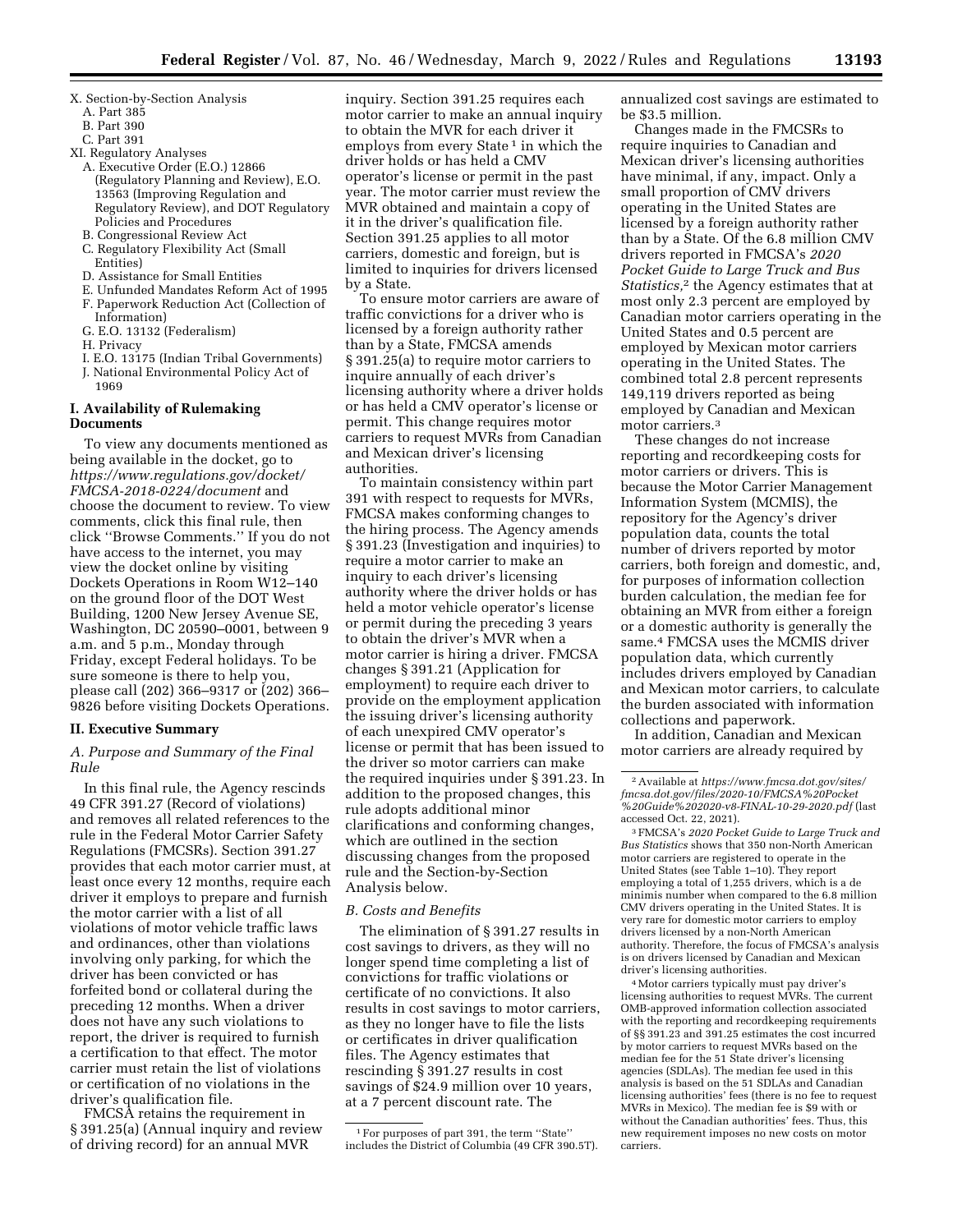X. Section-by-Section Analysis
   A. Part 385
   B. Part 390
   C. Part 391

XI. Regulatory Analyses
   A. Executive Order (E.O.) 12866 (Regulatory Planning and Review), E.O. 13563 (Improving Regulation and Regulatory Review), and DOT Regulatory Policies and Procedures
   B. Congressional Review Act
   C. Regulatory Flexibility Act (Small Entities)
   D. Assistance for Small Entities
   E. Unfunded Mandates Reform Act of 1995
   F. Paperwork Reduction Act (Collection of Information)
   G. E.O. 13132 (Federalism)
   H. Privacy
   I. E.O. 13175 (Indian Tribal Governments)
   J. National Environmental Policy Act of 1969

## I. Availability of Rulemaking Documents

To view any documents mentioned as being available in the docket, go to *https://www.regulations.gov/docket/FMCSA-2018-0224/document* and choose the document to review. To view comments, click this final rule, then click ''Browse Comments.'' If you do not have access to the internet, you may view the docket online by visiting Dockets Operations in Room W12–140 on the ground floor of the DOT West Building, 1200 New Jersey Avenue SE, Washington, DC 20590–0001, between 9 a.m. and 5 p.m., Monday through Friday, except Federal holidays. To be sure someone is there to help you, please call (202) 366–9317 or (202) 366–9826 before visiting Dockets Operations.

## II. Executive Summary

### *A. Purpose and Summary of the Final Rule*

In this final rule, the Agency rescinds 49 CFR 391.27 (Record of violations) and removes all related references to the rule in the Federal Motor Carrier Safety Regulations (FMCSRs). Section 391.27 provides that each motor carrier must, at least once every 12 months, require each driver it employs to prepare and furnish the motor carrier with a list of all violations of motor vehicle traffic laws and ordinances, other than violations involving only parking, for which the driver has been convicted or has forfeited bond or collateral during the preceding 12 months. When a driver does not have any such violations to report, the driver is required to furnish a certification to that effect. The motor carrier must retain the list of violations or certification of no violations in the driver's qualification file.

FMCSA retains the requirement in § 391.25(a) (Annual inquiry and review of driving record) for an annual MVR inquiry. Section 391.25 requires each motor carrier to make an annual inquiry to obtain the MVR for each driver it employs from every State [1] in which the driver holds or has held a CMV operator's license or permit in the past year. The motor carrier must review the MVR obtained and maintain a copy of it in the driver's qualification file. Section 391.25 applies to all motor carriers, domestic and foreign, but is limited to inquiries for drivers licensed by a State.

To ensure motor carriers are aware of traffic convictions for a driver who is licensed by a foreign authority rather than by a State, FMCSA amends § 391.25(a) to require motor carriers to inquire annually of each driver's licensing authority where a driver holds or has held a CMV operator's license or permit. This change requires motor carriers to request MVRs from Canadian and Mexican driver's licensing authorities.

To maintain consistency within part 391 with respect to requests for MVRs, FMCSA makes conforming changes to the hiring process. The Agency amends § 391.23 (Investigation and inquiries) to require a motor carrier to make an inquiry to each driver's licensing authority where the driver holds or has held a motor vehicle operator's license or permit during the preceding 3 years to obtain the driver's MVR when a motor carrier is hiring a driver. FMCSA changes § 391.21 (Application for employment) to require each driver to provide on the employment application the issuing driver's licensing authority of each unexpired CMV operator's license or permit that has been issued to the driver so motor carriers can make the required inquiries under § 391.23. In addition to the proposed changes, this rule adopts additional minor clarifications and conforming changes, which are outlined in the section discussing changes from the proposed rule and the Section-by-Section Analysis below.

### *B. Costs and Benefits*

The elimination of § 391.27 results in cost savings to drivers, as they will no longer spend time completing a list of convictions for traffic violations or certificate of no convictions. It also results in cost savings to motor carriers, as they no longer have to file the lists or certificates in driver qualification files. The Agency estimates that rescinding § 391.27 results in cost savings of $24.9 million over 10 years, at a 7 percent discount rate. The annualized cost savings are estimated to be $3.5 million.

Changes made in the FMCSRs to require inquiries to Canadian and Mexican driver's licensing authorities have minimal, if any, impact. Only a small proportion of CMV drivers operating in the United States are licensed by a foreign authority rather than by a State. Of the 6.8 million CMV drivers reported in FMCSA's *2020 Pocket Guide to Large Truck and Bus Statistics,*[2] the Agency estimates that at most only 2.3 percent are employed by Canadian motor carriers operating in the United States and 0.5 percent are employed by Mexican motor carriers operating in the United States. The combined total 2.8 percent represents 149,119 drivers reported as being employed by Canadian and Mexican motor carriers.[3]

These changes do not increase reporting and recordkeeping costs for motor carriers or drivers. This is because the Motor Carrier Management Information System (MCMIS), the repository for the Agency's driver population data, counts the total number of drivers reported by motor carriers, both foreign and domestic, and, for purposes of information collection burden calculation, the median fee for obtaining an MVR from either a foreign or a domestic authority is generally the same.[4] FMCSA uses the MCMIS driver population data, which currently includes drivers employed by Canadian and Mexican motor carriers, to calculate the burden associated with information collections and paperwork.

In addition, Canadian and Mexican motor carriers are already required by

---

[1] For purposes of part 391, the term ''State'' includes the District of Columbia (49 CFR 390.5T).

[2] Available at *https://www.fmcsa.dot.gov/sites/fmcsa.dot.gov/files/2020-10/FMCSA%20Pocket%20Guide%202020-v8-FINAL-10-29-2020.pdf* (last accessed Oct. 22, 2021).

[3] FMCSA's *2020 Pocket Guide to Large Truck and Bus Statistics* shows that 350 non-North American motor carriers are registered to operate in the United States (see Table 1–10). They report employing a total of 1,255 drivers, which is a de minimis number when compared to the 6.8 million CMV drivers operating in the United States. It is very rare for domestic motor carriers to employ drivers licensed by a non-North American authority. Therefore, the focus of FMCSA's analysis is on drivers licensed by Canadian and Mexican driver's licensing authorities.

[4] Motor carriers typically must pay driver's licensing authorities to request MVRs. The current OMB-approved information collection associated with the reporting and recordkeeping requirements of §§ 391.23 and 391.25 estimates the cost incurred by motor carriers to request MVRs based on the median fee for the 51 State driver's licensing agencies (SDLAs). The median fee used in this analysis is based on the 51 SDLAs and Canadian licensing authorities' fees (there is no fee to request MVRs in Mexico). The median fee is $9 with or without the Canadian authorities' fees. Thus, this new requirement imposes no new costs on motor carriers.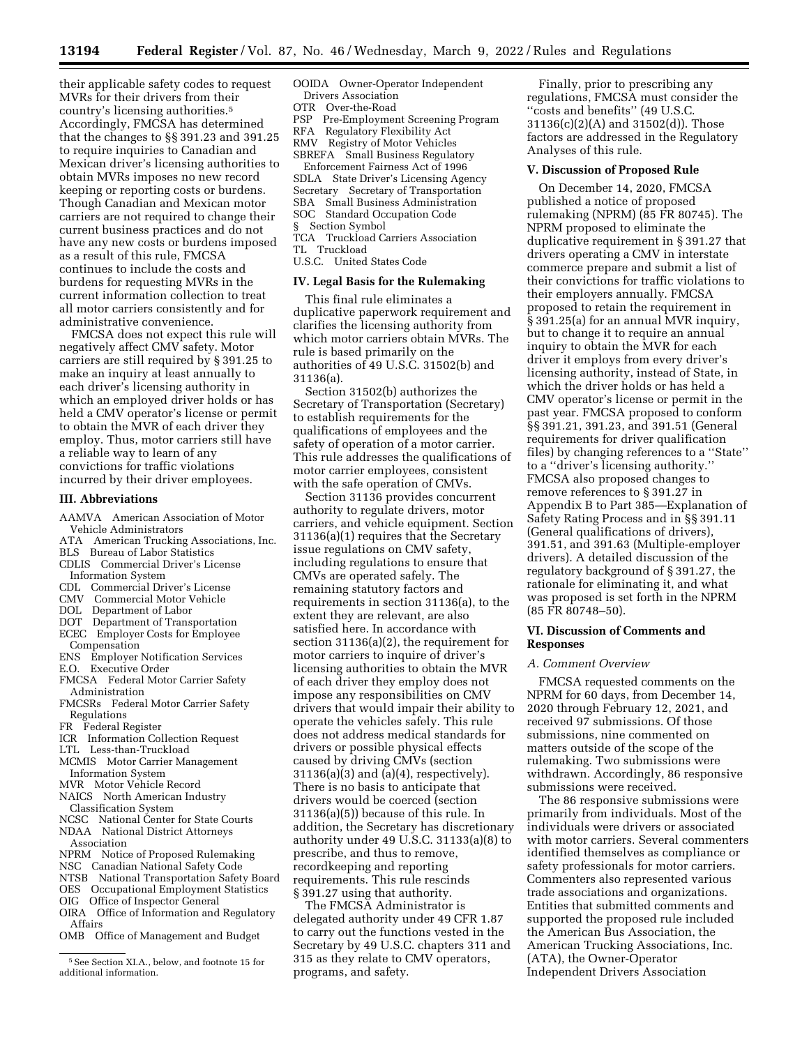their applicable safety codes to request MVRs for their drivers from their country's licensing authorities.[5] Accordingly, FMCSA has determined that the changes to §§ 391.23 and 391.25 to require inquiries to Canadian and Mexican driver's licensing authorities to obtain MVRs imposes no new record keeping or reporting costs or burdens. Though Canadian and Mexican motor carriers are not required to change their current business practices and do not have any new costs or burdens imposed as a result of this rule, FMCSA continues to include the costs and burdens for requesting MVRs in the current information collection to treat all motor carriers consistently and for administrative convenience.

FMCSA does not expect this rule will negatively affect CMV safety. Motor carriers are still required by § 391.25 to make an inquiry at least annually to each driver's licensing authority in which an employed driver holds or has held a CMV operator's license or permit to obtain the MVR of each driver they employ. Thus, motor carriers still have a reliable way to learn of any convictions for traffic violations incurred by their driver employees.

## III. Abbreviations

- AAMVA American Association of Motor Vehicle Administrators
- ATA American Trucking Associations, Inc.
- BLS Bureau of Labor Statistics
- CDLIS Commercial Driver's License Information System
- CDL Commercial Driver's License
- CMV Commercial Motor Vehicle
- DOL Department of Labor
- DOT Department of Transportation
- ECEC Employer Costs for Employee Compensation
- ENS Employer Notification Services
- E.O. Executive Order
- FMCSA Federal Motor Carrier Safety Administration
- FMCSRs Federal Motor Carrier Safety Regulations
- FR Federal Register
- ICR Information Collection Request
- LTL Less-than-Truckload
- MCMIS Motor Carrier Management Information System
- MVR Motor Vehicle Record
- NAICS North American Industry Classification System
- NCSC National Center for State Courts
- NDAA National District Attorneys Association
- NPRM Notice of Proposed Rulemaking
- NSC Canadian National Safety Code
- NTSB National Transportation Safety Board
- OES Occupational Employment Statistics
- OIG Office of Inspector General
- OIRA Office of Information and Regulatory Affairs
- OMB Office of Management and Budget
- OOIDA Owner-Operator Independent Drivers Association
- OTR Over-the-Road
- PSP Pre-Employment Screening Program
- RFA Regulatory Flexibility Act
- RMV Registry of Motor Vehicles
- SBREFA Small Business Regulatory Enforcement Fairness Act of 1996
- SDLA State Driver's Licensing Agency
- Secretary Secretary of Transportation
- SBA Small Business Administration
- SOC Standard Occupation Code
- § Section Symbol
- TCA Truckload Carriers Association
- TL Truckload
- U.S.C. United States Code

## IV. Legal Basis for the Rulemaking

This final rule eliminates a duplicative paperwork requirement and clarifies the licensing authority from which motor carriers obtain MVRs. The rule is based primarily on the authorities of 49 U.S.C. 31502(b) and 31136(a).

Section 31502(b) authorizes the Secretary of Transportation (Secretary) to establish requirements for the qualifications of employees and the safety of operation of a motor carrier. This rule addresses the qualifications of motor carrier employees, consistent with the safe operation of CMVs.

Section 31136 provides concurrent authority to regulate drivers, motor carriers, and vehicle equipment. Section 31136(a)(1) requires that the Secretary issue regulations on CMV safety, including regulations to ensure that CMVs are operated safely. The remaining statutory factors and requirements in section 31136(a), to the extent they are relevant, are also satisfied here. In accordance with section 31136(a)(2), the requirement for motor carriers to inquire of driver's licensing authorities to obtain the MVR of each driver they employ does not impose any responsibilities on CMV drivers that would impair their ability to operate the vehicles safely. This rule does not address medical standards for drivers or possible physical effects caused by driving CMVs (section 31136(a)(3) and (a)(4), respectively). There is no basis to anticipate that drivers would be coerced (section 31136(a)(5)) because of this rule. In addition, the Secretary has discretionary authority under 49 U.S.C. 31133(a)(8) to prescribe, and thus to remove, recordkeeping and reporting requirements. This rule rescinds § 391.27 using that authority.

The FMCSA Administrator is delegated authority under 49 CFR 1.87 to carry out the functions vested in the Secretary by 49 U.S.C. chapters 311 and 315 as they relate to CMV operators, programs, and safety.

Finally, prior to prescribing any regulations, FMCSA must consider the "costs and benefits" (49 U.S.C. 31136(c)(2)(A) and 31502(d)). Those factors are addressed in the Regulatory Analyses of this rule.

## V. Discussion of Proposed Rule

On December 14, 2020, FMCSA published a notice of proposed rulemaking (NPRM) (85 FR 80745). The NPRM proposed to eliminate the duplicative requirement in § 391.27 that drivers operating a CMV in interstate commerce prepare and submit a list of their convictions for traffic violations to their employers annually. FMCSA proposed to retain the requirement in § 391.25(a) for an annual MVR inquiry, but to change it to require an annual inquiry to obtain the MVR for each driver it employs from every driver's licensing authority, instead of State, in which the driver holds or has held a CMV operator's license or permit in the past year. FMCSA proposed to conform §§ 391.21, 391.23, and 391.51 (General requirements for driver qualification files) by changing references to a "State" to a "driver's licensing authority." FMCSA also proposed changes to remove references to § 391.27 in Appendix B to Part 385—Explanation of Safety Rating Process and in §§ 391.11 (General qualifications of drivers), 391.51, and 391.63 (Multiple-employer drivers). A detailed discussion of the regulatory background of § 391.27, the rationale for eliminating it, and what was proposed is set forth in the NPRM (85 FR 80748–50).

## VI. Discussion of Comments and Responses

### A. Comment Overview

FMCSA requested comments on the NPRM for 60 days, from December 14, 2020 through February 12, 2021, and received 97 submissions. Of those submissions, nine commented on matters outside of the scope of the rulemaking. Two submissions were withdrawn. Accordingly, 86 responsive submissions were received.

The 86 responsive submissions were primarily from individuals. Most of the individuals were drivers or associated with motor carriers. Several commenters identified themselves as compliance or safety professionals for motor carriers. Commenters also represented various trade associations and organizations. Entities that submitted comments and supported the proposed rule included the American Bus Association, the American Trucking Associations, Inc. (ATA), the Owner-Operator Independent Drivers Association

[5] See Section XI.A., below, and footnote 15 for additional information.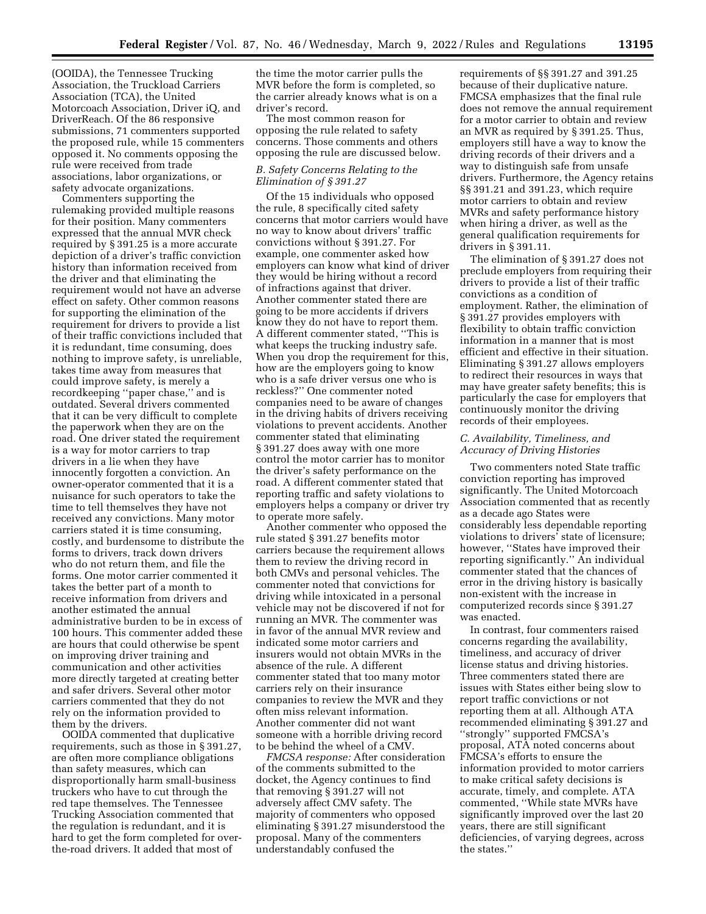(OOIDA), the Tennessee Trucking Association, the Truckload Carriers Association (TCA), the United Motorcoach Association, Driver iQ, and DriverReach. Of the 86 responsive submissions, 71 commenters supported the proposed rule, while 15 commenters opposed it. No comments opposing the rule were received from trade associations, labor organizations, or safety advocate organizations.

Commenters supporting the rulemaking provided multiple reasons for their position. Many commenters expressed that the annual MVR check required by § 391.25 is a more accurate depiction of a driver's traffic conviction history than information received from the driver and that eliminating the requirement would not have an adverse effect on safety. Other common reasons for supporting the elimination of the requirement for drivers to provide a list of their traffic convictions included that it is redundant, time consuming, does nothing to improve safety, is unreliable, takes time away from measures that could improve safety, is merely a recordkeeping "paper chase," and is outdated. Several drivers commented that it can be very difficult to complete the paperwork when they are on the road. One driver stated the requirement is a way for motor carriers to trap drivers in a lie when they have innocently forgotten a conviction. An owner-operator commented that it is a nuisance for such operators to take the time to tell themselves they have not received any convictions. Many motor carriers stated it is time consuming, costly, and burdensome to distribute the forms to drivers, track down drivers who do not return them, and file the forms. One motor carrier commented it takes the better part of a month to receive information from drivers and another estimated the annual administrative burden to be in excess of 100 hours. This commenter added these are hours that could otherwise be spent on improving driver training and communication and other activities more directly targeted at creating better and safer drivers. Several other motor carriers commented that they do not rely on the information provided to them by the drivers.

OOIDA commented that duplicative requirements, such as those in § 391.27, are often more compliance obligations than safety measures, which can disproportionally harm small-business truckers who have to cut through the red tape themselves. The Tennessee Trucking Association commented that the regulation is redundant, and it is hard to get the form completed for over-the-road drivers. It added that most of the time the motor carrier pulls the MVR before the form is completed, so the carrier already knows what is on a driver's record.

The most common reason for opposing the rule related to safety concerns. Those comments and others opposing the rule are discussed below.

### *B. Safety Concerns Relating to the Elimination of § 391.27*

Of the 15 individuals who opposed the rule, 8 specifically cited safety concerns that motor carriers would have no way to know about drivers' traffic convictions without § 391.27. For example, one commenter asked how employers can know what kind of driver they would be hiring without a record of infractions against that driver. Another commenter stated there are going to be more accidents if drivers know they do not have to report them. A different commenter stated, "This is what keeps the trucking industry safe. When you drop the requirement for this, how are the employers going to know who is a safe driver versus one who is reckless?" One commenter noted companies need to be aware of changes in the driving habits of drivers receiving violations to prevent accidents. Another commenter stated that eliminating § 391.27 does away with one more control the motor carrier has to monitor the driver's safety performance on the road. A different commenter stated that reporting traffic and safety violations to employers helps a company or driver try to operate more safely.

Another commenter who opposed the rule stated § 391.27 benefits motor carriers because the requirement allows them to review the driving record in both CMVs and personal vehicles. The commenter noted that convictions for driving while intoxicated in a personal vehicle may not be discovered if not for running an MVR. The commenter was in favor of the annual MVR review and indicated some motor carriers and insurers would not obtain MVRs in the absence of the rule. A different commenter stated that too many motor carriers rely on their insurance companies to review the MVR and they often miss relevant information. Another commenter did not want someone with a horrible driving record to be behind the wheel of a CMV.

*FMCSA response:* After consideration of the comments submitted to the docket, the Agency continues to find that removing § 391.27 will not adversely affect CMV safety. The majority of commenters who opposed eliminating § 391.27 misunderstood the proposal. Many of the commenters understandably confused the requirements of §§ 391.27 and 391.25 because of their duplicative nature. FMCSA emphasizes that the final rule does not remove the annual requirement for a motor carrier to obtain and review an MVR as required by § 391.25. Thus, employers still have a way to know the driving records of their drivers and a way to distinguish safe from unsafe drivers. Furthermore, the Agency retains §§ 391.21 and 391.23, which require motor carriers to obtain and review MVRs and safety performance history when hiring a driver, as well as the general qualification requirements for drivers in § 391.11.

The elimination of § 391.27 does not preclude employers from requiring their drivers to provide a list of their traffic convictions as a condition of employment. Rather, the elimination of § 391.27 provides employers with flexibility to obtain traffic conviction information in a manner that is most efficient and effective in their situation. Eliminating § 391.27 allows employers to redirect their resources in ways that may have greater safety benefits; this is particularly the case for employers that continuously monitor the driving records of their employees.

### *C. Availability, Timeliness, and Accuracy of Driving Histories*

Two commenters noted State traffic conviction reporting has improved significantly. The United Motorcoach Association commented that as recently as a decade ago States were considerably less dependable reporting violations to drivers' state of licensure; however, "States have improved their reporting significantly." An individual commenter stated that the chances of error in the driving history is basically non-existent with the increase in computerized records since § 391.27 was enacted.

In contrast, four commenters raised concerns regarding the availability, timeliness, and accuracy of driver license status and driving histories. Three commenters stated there are issues with States either being slow to report traffic convictions or not reporting them at all. Although ATA recommended eliminating § 391.27 and "strongly" supported FMCSA's proposal, ATA noted concerns about FMCSA's efforts to ensure the information provided to motor carriers to make critical safety decisions is accurate, timely, and complete. ATA commented, "While state MVRs have significantly improved over the last 20 years, there are still significant deficiencies, of varying degrees, across the states."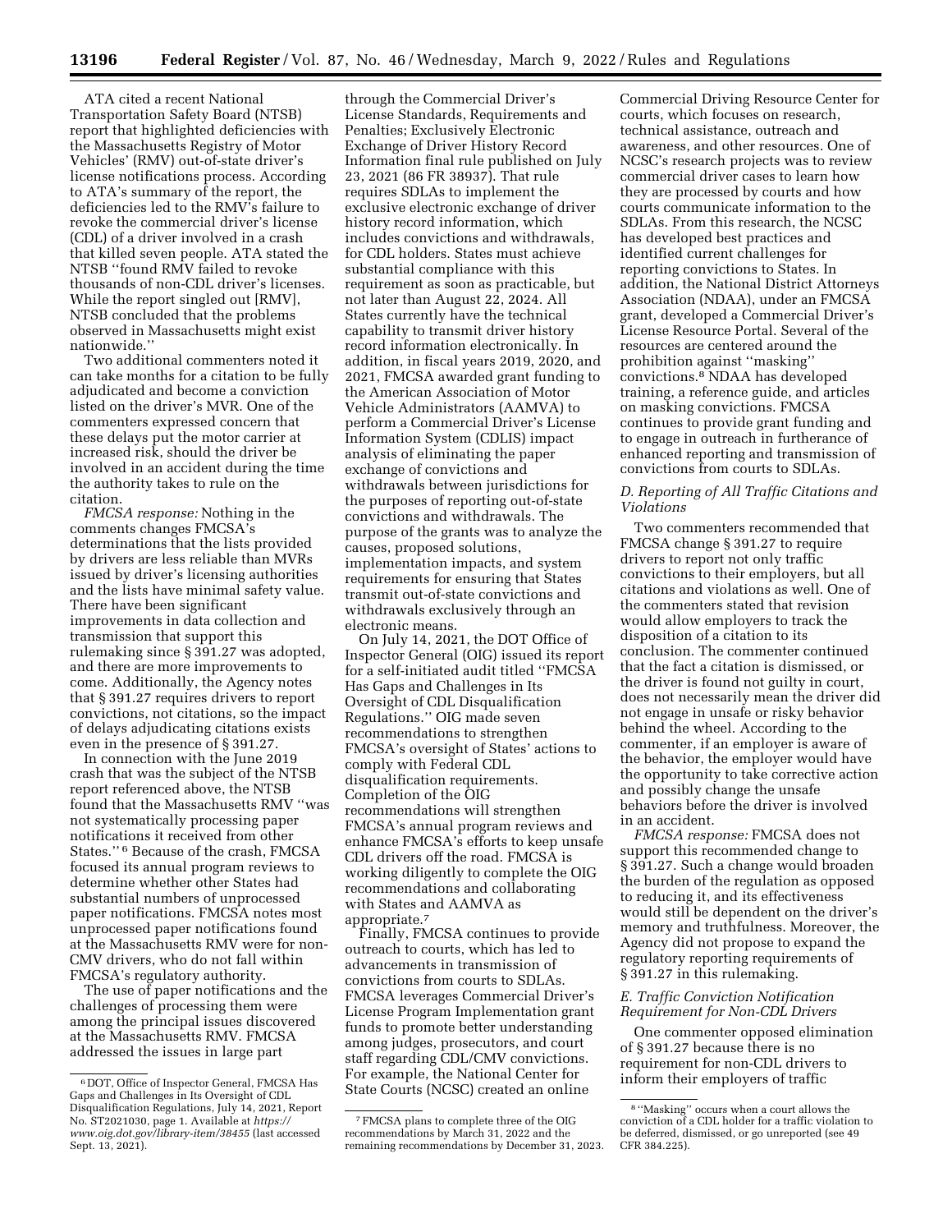ATA cited a recent National Transportation Safety Board (NTSB) report that highlighted deficiencies with the Massachusetts Registry of Motor Vehicles' (RMV) out-of-state driver's license notifications process. According to ATA's summary of the report, the deficiencies led to the RMV's failure to revoke the commercial driver's license (CDL) of a driver involved in a crash that killed seven people. ATA stated the NTSB ''found RMV failed to revoke thousands of non-CDL driver's licenses. While the report singled out [RMV], NTSB concluded that the problems observed in Massachusetts might exist nationwide.''

Two additional commenters noted it can take months for a citation to be fully adjudicated and become a conviction listed on the driver's MVR. One of the commenters expressed concern that these delays put the motor carrier at increased risk, should the driver be involved in an accident during the time the authority takes to rule on the citation.

*FMCSA response:* Nothing in the comments changes FMCSA's determinations that the lists provided by drivers are less reliable than MVRs issued by driver's licensing authorities and the lists have minimal safety value. There have been significant improvements in data collection and transmission that support this rulemaking since § 391.27 was adopted, and there are more improvements to come. Additionally, the Agency notes that § 391.27 requires drivers to report convictions, not citations, so the impact of delays adjudicating citations exists even in the presence of § 391.27.

In connection with the June 2019 crash that was the subject of the NTSB report referenced above, the NTSB found that the Massachusetts RMV ''was not systematically processing paper notifications it received from other States.'' [6] Because of the crash, FMCSA focused its annual program reviews to determine whether other States had substantial numbers of unprocessed paper notifications. FMCSA notes most unprocessed paper notifications found at the Massachusetts RMV were for non-CMV drivers, who do not fall within FMCSA's regulatory authority.

The use of paper notifications and the challenges of processing them were among the principal issues discovered at the Massachusetts RMV. FMCSA addressed the issues in large part through the Commercial Driver's License Standards, Requirements and Penalties; Exclusively Electronic Exchange of Driver History Record Information final rule published on July 23, 2021 (86 FR 38937). That rule requires SDLAs to implement the exclusive electronic exchange of driver history record information, which includes convictions and withdrawals, for CDL holders. States must achieve substantial compliance with this requirement as soon as practicable, but not later than August 22, 2024. All States currently have the technical capability to transmit driver history record information electronically. In addition, in fiscal years 2019, 2020, and 2021, FMCSA awarded grant funding to the American Association of Motor Vehicle Administrators (AAMVA) to perform a Commercial Driver's License Information System (CDLIS) impact analysis of eliminating the paper exchange of convictions and withdrawals between jurisdictions for the purposes of reporting out-of-state convictions and withdrawals. The purpose of the grants was to analyze the causes, proposed solutions, implementation impacts, and system requirements for ensuring that States transmit out-of-state convictions and withdrawals exclusively through an electronic means.

On July 14, 2021, the DOT Office of Inspector General (OIG) issued its report for a self-initiated audit titled ''FMCSA Has Gaps and Challenges in Its Oversight of CDL Disqualification Regulations.'' OIG made seven recommendations to strengthen FMCSA's oversight of States' actions to comply with Federal CDL disqualification requirements. Completion of the OIG recommendations will strengthen FMCSA's annual program reviews and enhance FMCSA's efforts to keep unsafe CDL drivers off the road. FMCSA is working diligently to complete the OIG recommendations and collaborating with States and AAMVA as appropriate.[7]

Finally, FMCSA continues to provide outreach to courts, which has led to advancements in transmission of convictions from courts to SDLAs. FMCSA leverages Commercial Driver's License Program Implementation grant funds to promote better understanding among judges, prosecutors, and court staff regarding CDL/CMV convictions. For example, the National Center for State Courts (NCSC) created an online Commercial Driving Resource Center for courts, which focuses on research, technical assistance, outreach and awareness, and other resources. One of NCSC's research projects was to review commercial driver cases to learn how they are processed by courts and how courts communicate information to the SDLAs. From this research, the NCSC has developed best practices and identified current challenges for reporting convictions to States. In addition, the National District Attorneys Association (NDAA), under an FMCSA grant, developed a Commercial Driver's License Resource Portal. Several of the resources are centered around the prohibition against ''masking'' convictions.[8] NDAA has developed training, a reference guide, and articles on masking convictions. FMCSA continues to provide grant funding and to engage in outreach in furtherance of enhanced reporting and transmission of convictions from courts to SDLAs.

### D. Reporting of All Traffic Citations and Violations

Two commenters recommended that FMCSA change § 391.27 to require drivers to report not only traffic convictions to their employers, but all citations and violations as well. One of the commenters stated that revision would allow employers to track the disposition of a citation to its conclusion. The commenter continued that the fact a citation is dismissed, or the driver is found not guilty in court, does not necessarily mean the driver did not engage in unsafe or risky behavior behind the wheel. According to the commenter, if an employer is aware of the behavior, the employer would have the opportunity to take corrective action and possibly change the unsafe behaviors before the driver is involved in an accident.

*FMCSA response:* FMCSA does not support this recommended change to § 391.27. Such a change would broaden the burden of the regulation as opposed to reducing it, and its effectiveness would still be dependent on the driver's memory and truthfulness. Moreover, the Agency did not propose to expand the regulatory reporting requirements of § 391.27 in this rulemaking.

### E. Traffic Conviction Notification Requirement for Non-CDL Drivers

One commenter opposed elimination of § 391.27 because there is no requirement for non-CDL drivers to inform their employers of traffic

---

[6] DOT, Office of Inspector General, FMCSA Has Gaps and Challenges in Its Oversight of CDL Disqualification Regulations, July 14, 2021, Report No. ST2021030, page 1. Available at *https://www.oig.dot.gov/library-item/38455* (last accessed Sept. 13, 2021).

[7] FMCSA plans to complete three of the OIG recommendations by March 31, 2022 and the remaining recommendations by December 31, 2023.

[8] ''Masking'' occurs when a court allows the conviction of a CDL holder for a traffic violation to be deferred, dismissed, or go unreported (see 49 CFR 384.225).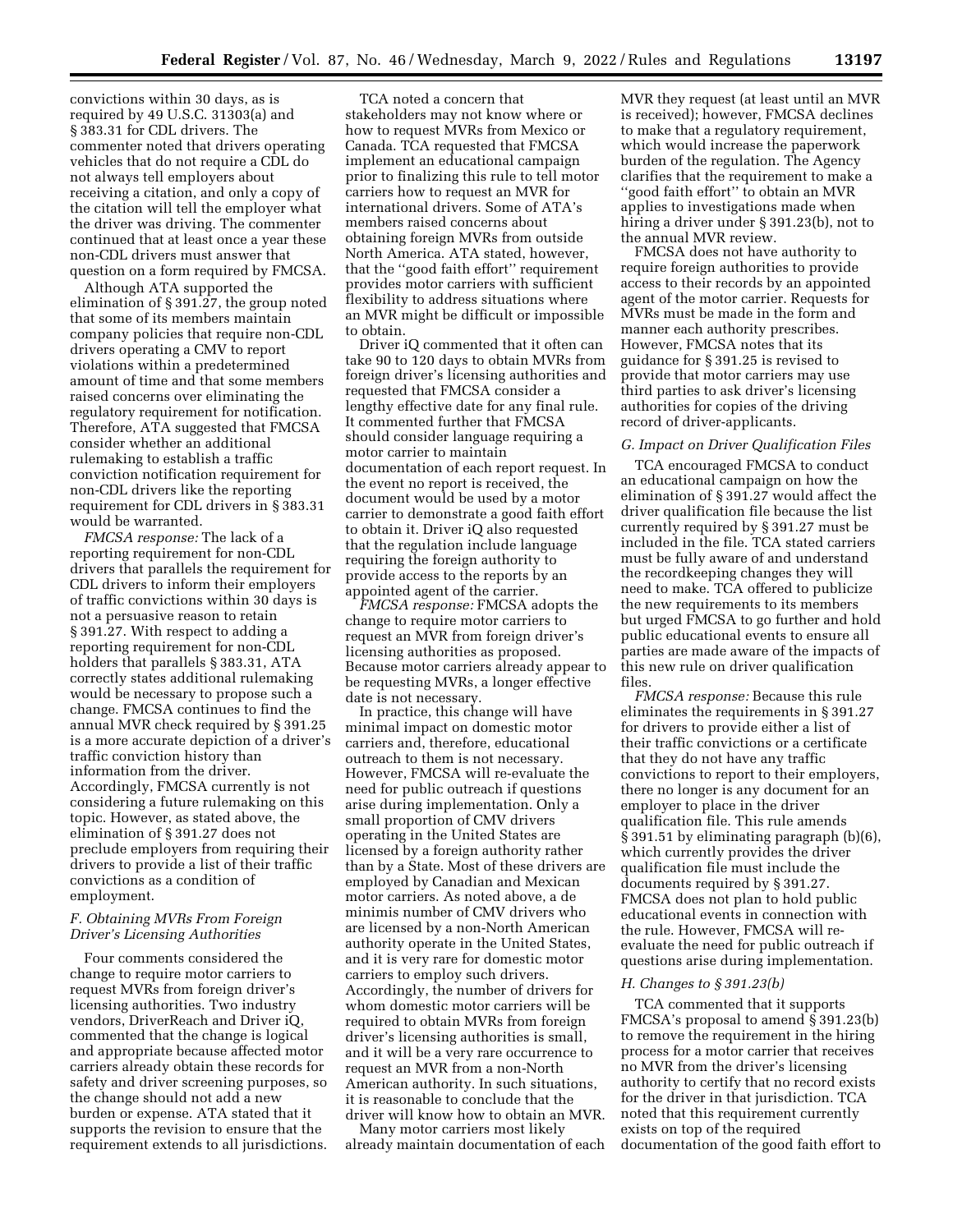convictions within 30 days, as is required by 49 U.S.C. 31303(a) and § 383.31 for CDL drivers. The commenter noted that drivers operating vehicles that do not require a CDL do not always tell employers about receiving a citation, and only a copy of the citation will tell the employer what the driver was driving. The commenter continued that at least once a year these non-CDL drivers must answer that question on a form required by FMCSA.

Although ATA supported the elimination of § 391.27, the group noted that some of its members maintain company policies that require non-CDL drivers operating a CMV to report violations within a predetermined amount of time and that some members raised concerns over eliminating the regulatory requirement for notification. Therefore, ATA suggested that FMCSA consider whether an additional rulemaking to establish a traffic conviction notification requirement for non-CDL drivers like the reporting requirement for CDL drivers in § 383.31 would be warranted.

*FMCSA response:* The lack of a reporting requirement for non-CDL drivers that parallels the requirement for CDL drivers to inform their employers of traffic convictions within 30 days is not a persuasive reason to retain § 391.27. With respect to adding a reporting requirement for non-CDL holders that parallels § 383.31, ATA correctly states additional rulemaking would be necessary to propose such a change. FMCSA continues to find the annual MVR check required by § 391.25 is a more accurate depiction of a driver's traffic conviction history than information from the driver. Accordingly, FMCSA currently is not considering a future rulemaking on this topic. However, as stated above, the elimination of § 391.27 does not preclude employers from requiring their drivers to provide a list of their traffic convictions as a condition of employment.

### F. Obtaining MVRs From Foreign Driver's Licensing Authorities

Four comments considered the change to require motor carriers to request MVRs from foreign driver's licensing authorities. Two industry vendors, DriverReach and Driver iQ, commented that the change is logical and appropriate because affected motor carriers already obtain these records for safety and driver screening purposes, so the change should not add a new burden or expense. ATA stated that it supports the revision to ensure that the requirement extends to all jurisdictions.

TCA noted a concern that stakeholders may not know where or how to request MVRs from Mexico or Canada. TCA requested that FMCSA implement an educational campaign prior to finalizing this rule to tell motor carriers how to request an MVR for international drivers. Some of ATA's members raised concerns about obtaining foreign MVRs from outside North America. ATA stated, however, that the "good faith effort" requirement provides motor carriers with sufficient flexibility to address situations where an MVR might be difficult or impossible to obtain.

Driver iQ commented that it often can take 90 to 120 days to obtain MVRs from foreign driver's licensing authorities and requested that FMCSA consider a lengthy effective date for any final rule. It commented further that FMCSA should consider language requiring a motor carrier to maintain documentation of each report request. In the event no report is received, the document would be used by a motor carrier to demonstrate a good faith effort to obtain it. Driver iQ also requested that the regulation include language requiring the foreign authority to provide access to the reports by an appointed agent of the carrier.

*FMCSA response:* FMCSA adopts the change to require motor carriers to request an MVR from foreign driver's licensing authorities as proposed. Because motor carriers already appear to be requesting MVRs, a longer effective date is not necessary.

In practice, this change will have minimal impact on domestic motor carriers and, therefore, educational outreach to them is not necessary. However, FMCSA will re-evaluate the need for public outreach if questions arise during implementation. Only a small proportion of CMV drivers operating in the United States are licensed by a foreign authority rather than by a State. Most of these drivers are employed by Canadian and Mexican motor carriers. As noted above, a de minimis number of CMV drivers who are licensed by a non-North American authority operate in the United States, and it is very rare for domestic motor carriers to employ such drivers. Accordingly, the number of drivers for whom domestic motor carriers will be required to obtain MVRs from foreign driver's licensing authorities is small, and it will be a very rare occurrence to request an MVR from a non-North American authority. In such situations, it is reasonable to conclude that the driver will know how to obtain an MVR.

Many motor carriers most likely already maintain documentation of each MVR they request (at least until an MVR is received); however, FMCSA declines to make that a regulatory requirement, which would increase the paperwork burden of the regulation. The Agency clarifies that the requirement to make a "good faith effort" to obtain an MVR applies to investigations made when hiring a driver under § 391.23(b), not to the annual MVR review.

FMCSA does not have authority to require foreign authorities to provide access to their records by an appointed agent of the motor carrier. Requests for MVRs must be made in the form and manner each authority prescribes. However, FMCSA notes that its guidance for § 391.25 is revised to provide that motor carriers may use third parties to ask driver's licensing authorities for copies of the driving record of driver-applicants.

### G. Impact on Driver Qualification Files

TCA encouraged FMCSA to conduct an educational campaign on how the elimination of § 391.27 would affect the driver qualification file because the list currently required by § 391.27 must be included in the file. TCA stated carriers must be fully aware of and understand the recordkeeping changes they will need to make. TCA offered to publicize the new requirements to its members but urged FMCSA to go further and hold public educational events to ensure all parties are made aware of the impacts of this new rule on driver qualification files.

*FMCSA response:* Because this rule eliminates the requirements in § 391.27 for drivers to provide either a list of their traffic convictions or a certificate that they do not have any traffic convictions to report to their employers, there no longer is any document for an employer to place in the driver qualification file. This rule amends § 391.51 by eliminating paragraph (b)(6), which currently provides the driver qualification file must include the documents required by § 391.27. FMCSA does not plan to hold public educational events in connection with the rule. However, FMCSA will re-evaluate the need for public outreach if questions arise during implementation.

### H. Changes to § 391.23(b)

TCA commented that it supports FMCSA's proposal to amend § 391.23(b) to remove the requirement in the hiring process for a motor carrier that receives no MVR from the driver's licensing authority to certify that no record exists for the driver in that jurisdiction. TCA noted that this requirement currently exists on top of the required documentation of the good faith effort to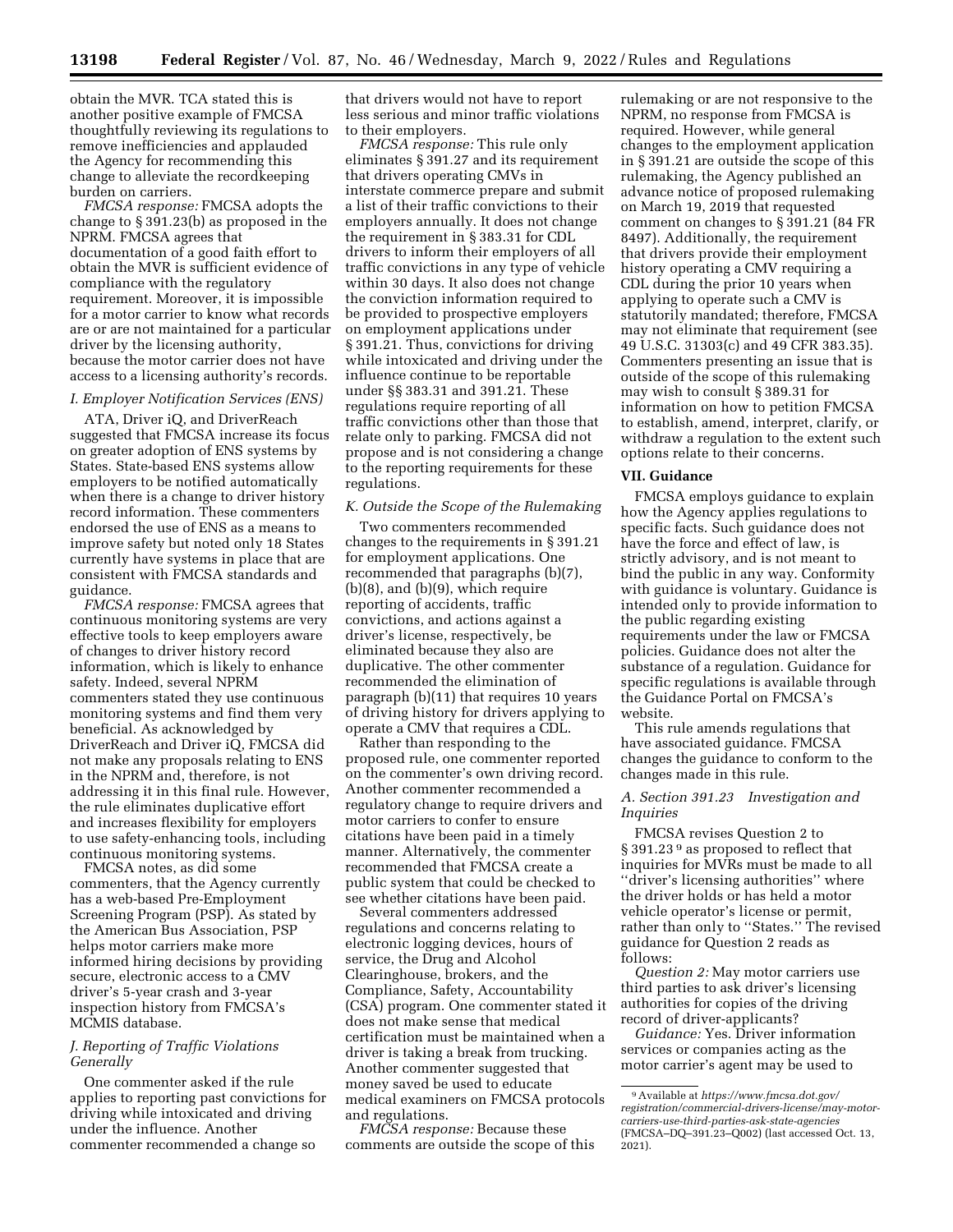obtain the MVR. TCA stated this is another positive example of FMCSA thoughtfully reviewing its regulations to remove inefficiencies and applauded the Agency for recommending this change to alleviate the recordkeeping burden on carriers.

*FMCSA response:* FMCSA adopts the change to § 391.23(b) as proposed in the NPRM. FMCSA agrees that documentation of a good faith effort to obtain the MVR is sufficient evidence of compliance with the regulatory requirement. Moreover, it is impossible for a motor carrier to know what records are or are not maintained for a particular driver by the licensing authority, because the motor carrier does not have access to a licensing authority's records.

### *I. Employer Notification Services (ENS)*

ATA, Driver iQ, and DriverReach suggested that FMCSA increase its focus on greater adoption of ENS systems by States. State-based ENS systems allow employers to be notified automatically when there is a change to driver history record information. These commenters endorsed the use of ENS as a means to improve safety but noted only 18 States currently have systems in place that are consistent with FMCSA standards and guidance.

*FMCSA response:* FMCSA agrees that continuous monitoring systems are very effective tools to keep employers aware of changes to driver history record information, which is likely to enhance safety. Indeed, several NPRM commenters stated they use continuous monitoring systems and find them very beneficial. As acknowledged by DriverReach and Driver iQ, FMCSA did not make any proposals relating to ENS in the NPRM and, therefore, is not addressing it in this final rule. However, the rule eliminates duplicative effort and increases flexibility for employers to use safety-enhancing tools, including continuous monitoring systems.

FMCSA notes, as did some commenters, that the Agency currently has a web-based Pre-Employment Screening Program (PSP). As stated by the American Bus Association, PSP helps motor carriers make more informed hiring decisions by providing secure, electronic access to a CMV driver's 5-year crash and 3-year inspection history from FMCSA's MCMIS database.

### *J. Reporting of Traffic Violations Generally*

One commenter asked if the rule applies to reporting past convictions for driving while intoxicated and driving under the influence. Another commenter recommended a change so that drivers would not have to report less serious and minor traffic violations to their employers.

*FMCSA response:* This rule only eliminates § 391.27 and its requirement that drivers operating CMVs in interstate commerce prepare and submit a list of their traffic convictions to their employers annually. It does not change the requirement in § 383.31 for CDL drivers to inform their employers of all traffic convictions in any type of vehicle within 30 days. It also does not change the conviction information required to be provided to prospective employers on employment applications under § 391.21. Thus, convictions for driving while intoxicated and driving under the influence continue to be reportable under §§ 383.31 and 391.21. These regulations require reporting of all traffic convictions other than those that relate only to parking. FMCSA did not propose and is not considering a change to the reporting requirements for these regulations.

### *K. Outside the Scope of the Rulemaking*

Two commenters recommended changes to the requirements in § 391.21 for employment applications. One recommended that paragraphs (b)(7), (b)(8), and (b)(9), which require reporting of accidents, traffic convictions, and actions against a driver's license, respectively, be eliminated because they also are duplicative. The other commenter recommended the elimination of paragraph (b)(11) that requires 10 years of driving history for drivers applying to operate a CMV that requires a CDL.

Rather than responding to the proposed rule, one commenter reported on the commenter's own driving record. Another commenter recommended a regulatory change to require drivers and motor carriers to confer to ensure citations have been paid in a timely manner. Alternatively, the commenter recommended that FMCSA create a public system that could be checked to see whether citations have been paid.

Several commenters addressed regulations and concerns relating to electronic logging devices, hours of service, the Drug and Alcohol Clearinghouse, brokers, and the Compliance, Safety, Accountability (CSA) program. One commenter stated it does not make sense that medical certification must be maintained when a driver is taking a break from trucking. Another commenter suggested that money saved be used to educate medical examiners on FMCSA protocols and regulations.

*FMCSA response:* Because these comments are outside the scope of this rulemaking or are not responsive to the NPRM, no response from FMCSA is required. However, while general changes to the employment application in § 391.21 are outside the scope of this rulemaking, the Agency published an advance notice of proposed rulemaking on March 19, 2019 that requested comment on changes to § 391.21 (84 FR 8497). Additionally, the requirement that drivers provide their employment history operating a CMV requiring a CDL during the prior 10 years when applying to operate such a CMV is statutorily mandated; therefore, FMCSA may not eliminate that requirement (see 49 U.S.C. 31303(c) and 49 CFR 383.35). Commenters presenting an issue that is outside of the scope of this rulemaking may wish to consult § 389.31 for information on how to petition FMCSA to establish, amend, interpret, clarify, or withdraw a regulation to the extent such options relate to their concerns.

## VII. Guidance

FMCSA employs guidance to explain how the Agency applies regulations to specific facts. Such guidance does not have the force and effect of law, is strictly advisory, and is not meant to bind the public in any way. Conformity with guidance is voluntary. Guidance is intended only to provide information to the public regarding existing requirements under the law or FMCSA policies. Guidance does not alter the substance of a regulation. Guidance for specific regulations is available through the Guidance Portal on FMCSA's website.

This rule amends regulations that have associated guidance. FMCSA changes the guidance to conform to the changes made in this rule.

### *A. Section 391.23 Investigation and Inquiries*

FMCSA revises Question 2 to § 391.23 [9] as proposed to reflect that inquiries for MVRs must be made to all "driver's licensing authorities" where the driver holds or has held a motor vehicle operator's license or permit, rather than only to "States." The revised guidance for Question 2 reads as follows:

*Question 2:* May motor carriers use third parties to ask driver's licensing authorities for copies of the driving record of driver-applicants?

*Guidance:* Yes. Driver information services or companies acting as the motor carrier's agent may be used to

[9] Available at *https://www.fmcsa.dot.gov/registration/commercial-drivers-license/may-motor-carriers-use-third-parties-ask-state-agencies* (FMCSA–DQ–391.23–Q002) (last accessed Oct. 13, 2021).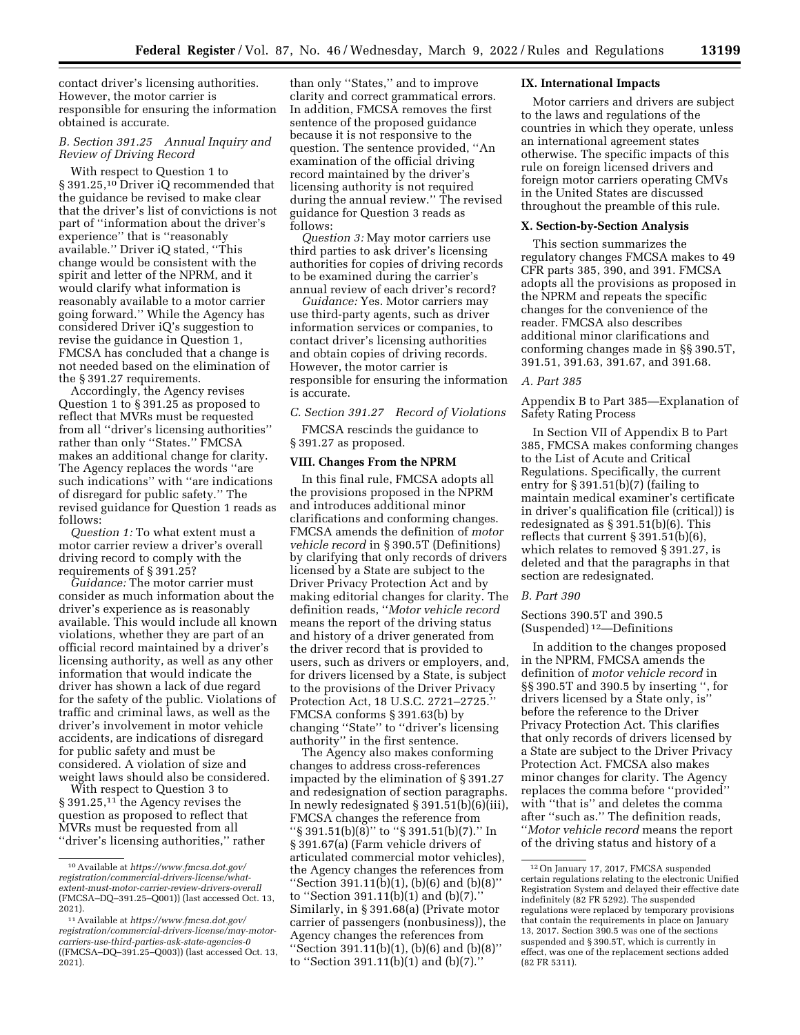contact driver's licensing authorities. However, the motor carrier is responsible for ensuring the information obtained is accurate.

### B. Section 391.25 Annual Inquiry and Review of Driving Record

With respect to Question 1 to § 391.25,[10] Driver iQ recommended that the guidance be revised to make clear that the driver's list of convictions is not part of ''information about the driver's experience'' that is ''reasonably available.'' Driver iQ stated, ''This change would be consistent with the spirit and letter of the NPRM, and it would clarify what information is reasonably available to a motor carrier going forward.'' While the Agency has considered Driver iQ's suggestion to revise the guidance in Question 1, FMCSA has concluded that a change is not needed based on the elimination of the § 391.27 requirements.

Accordingly, the Agency revises Question 1 to § 391.25 as proposed to reflect that MVRs must be requested from all ''driver's licensing authorities'' rather than only ''States.'' FMCSA makes an additional change for clarity. The Agency replaces the words ''are such indications'' with ''are indications of disregard for public safety.'' The revised guidance for Question 1 reads as follows:

*Question 1:* To what extent must a motor carrier review a driver's overall driving record to comply with the requirements of § 391.25?

*Guidance:* The motor carrier must consider as much information about the driver's experience as is reasonably available. This would include all known violations, whether they are part of an official record maintained by a driver's licensing authority, as well as any other information that would indicate the driver has shown a lack of due regard for the safety of the public. Violations of traffic and criminal laws, as well as the driver's involvement in motor vehicle accidents, are indications of disregard for public safety and must be considered. A violation of size and weight laws should also be considered.

With respect to Question 3 to § 391.25,[11] the Agency revises the question as proposed to reflect that MVRs must be requested from all ''driver's licensing authorities,'' rather than only ''States,'' and to improve clarity and correct grammatical errors. In addition, FMCSA removes the first sentence of the proposed guidance because it is not responsive to the question. The sentence provided, ''An examination of the official driving record maintained by the driver's licensing authority is not required during the annual review.'' The revised guidance for Question 3 reads as follows:

*Question 3:* May motor carriers use third parties to ask driver's licensing authorities for copies of driving records to be examined during the carrier's annual review of each driver's record?

*Guidance:* Yes. Motor carriers may use third-party agents, such as driver information services or companies, to contact driver's licensing authorities and obtain copies of driving records. However, the motor carrier is responsible for ensuring the information is accurate.

### C. Section 391.27 Record of Violations

FMCSA rescinds the guidance to § 391.27 as proposed.

## VIII. Changes From the NPRM

In this final rule, FMCSA adopts all the provisions proposed in the NPRM and introduces additional minor clarifications and conforming changes. FMCSA amends the definition of *motor vehicle record* in § 390.5T (Definitions) by clarifying that only records of drivers licensed by a State are subject to the Driver Privacy Protection Act and by making editorial changes for clarity. The definition reads, ''*Motor vehicle record* means the report of the driving status and history of a driver generated from the driver record that is provided to users, such as drivers or employers, and, for drivers licensed by a State, is subject to the provisions of the Driver Privacy Protection Act, 18 U.S.C. 2721–2725.'' FMCSA conforms § 391.63(b) by changing ''State'' to ''driver's licensing authority'' in the first sentence.

The Agency also makes conforming changes to address cross-references impacted by the elimination of § 391.27 and redesignation of section paragraphs. In newly redesignated § 391.51(b)(6)(iii), FMCSA changes the reference from ''§ 391.51(b)(8)'' to ''§ 391.51(b)(7).'' In § 391.67(a) (Farm vehicle drivers of articulated commercial motor vehicles), the Agency changes the references from ''Section 391.11(b)(1), (b)(6) and (b)(8)'' to ''Section 391.11(b)(1) and (b)(7).'' Similarly, in § 391.68(a) (Private motor carrier of passengers (nonbusiness)), the Agency changes the references from ''Section 391.11(b)(1), (b)(6) and (b)(8)'' to ''Section 391.11(b)(1) and (b)(7).''

## IX. International Impacts

Motor carriers and drivers are subject to the laws and regulations of the countries in which they operate, unless an international agreement states otherwise. The specific impacts of this rule on foreign licensed drivers and foreign motor carriers operating CMVs in the United States are discussed throughout the preamble of this rule.

## X. Section-by-Section Analysis

This section summarizes the regulatory changes FMCSA makes to 49 CFR parts 385, 390, and 391. FMCSA adopts all the provisions as proposed in the NPRM and repeats the specific changes for the convenience of the reader. FMCSA also describes additional minor clarifications and conforming changes made in §§ 390.5T, 391.51, 391.63, 391.67, and 391.68.

### A. Part 385

Appendix B to Part 385—Explanation of Safety Rating Process

In Section VII of Appendix B to Part 385, FMCSA makes conforming changes to the List of Acute and Critical Regulations. Specifically, the current entry for § 391.51(b)(7) (failing to maintain medical examiner's certificate in driver's qualification file (critical)) is redesignated as § 391.51(b)(6). This reflects that current § 391.51(b)(6), which relates to removed § 391.27, is deleted and that the paragraphs in that section are redesignated.

### B. Part 390

Sections 390.5T and 390.5 (Suspended)[12]—Definitions

In addition to the changes proposed in the NPRM, FMCSA amends the definition of *motor vehicle record* in §§ 390.5T and 390.5 by inserting '', for drivers licensed by a State, is'' before the reference to the Driver Privacy Protection Act. This clarifies that only records of drivers licensed by a State are subject to the Driver Privacy Protection Act. FMCSA also makes minor changes for clarity. The Agency replaces the comma before ''provided'' with ''that is'' and deletes the comma after ''such as.'' The definition reads, ''*Motor vehicle record* means the report of the driving status and history of a

---

[10] Available at *https://www.fmcsa.dot.gov/registration/commercial-drivers-license/what-extent-must-motor-carrier-review-drivers-overall* (FMCSA–DQ–391.25–Q001)) (last accessed Oct. 13, 2021).

[11] Available at *https://www.fmcsa.dot.gov/registration/commercial-drivers-license/may-motor-carriers-use-third-parties-ask-state-agencies-0* ((FMCSA–DQ–391.25–Q003)) (last accessed Oct. 13, 2021).

[12] On January 17, 2017, FMCSA suspended certain regulations relating to the electronic Unified Registration System and delayed their effective date indefinitely (82 FR 5292). The suspended regulations were replaced by temporary provisions that contain the requirements in place on January 13, 2017. Section 390.5 was one of the sections suspended and § 390.5T, which is currently in effect, was one of the replacement sections added (82 FR 5311).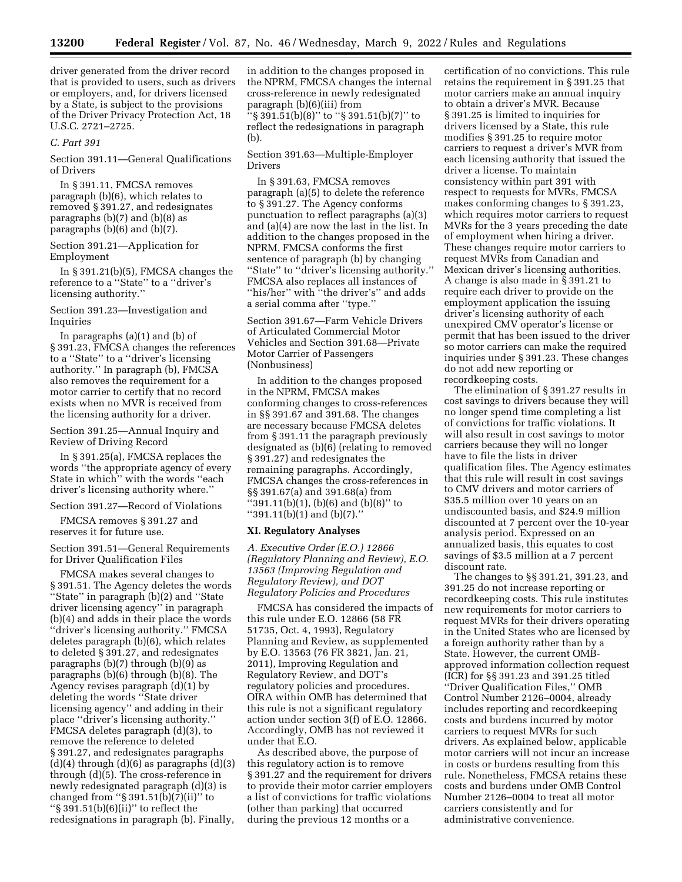driver generated from the driver record that is provided to users, such as drivers or employers, and, for drivers licensed by a State, is subject to the provisions of the Driver Privacy Protection Act, 18 U.S.C. 2721–2725.

### *C. Part 391*

Section 391.11—General Qualifications of Drivers

In § 391.11, FMCSA removes paragraph (b)(6), which relates to removed § 391.27, and redesignates paragraphs (b)(7) and (b)(8) as paragraphs (b)(6) and (b)(7).

Section 391.21—Application for Employment

In § 391.21(b)(5), FMCSA changes the reference to a ''State'' to a ''driver's licensing authority.''

Section 391.23—Investigation and Inquiries

In paragraphs (a)(1) and (b) of § 391.23, FMCSA changes the references to a ''State'' to a ''driver's licensing authority.'' In paragraph (b), FMCSA also removes the requirement for a motor carrier to certify that no record exists when no MVR is received from the licensing authority for a driver.

Section 391.25—Annual Inquiry and Review of Driving Record

In § 391.25(a), FMCSA replaces the words ''the appropriate agency of every State in which'' with the words ''each driver's licensing authority where.''

Section 391.27—Record of Violations

FMCSA removes § 391.27 and reserves it for future use.

Section 391.51—General Requirements for Driver Qualification Files

FMCSA makes several changes to § 391.51. The Agency deletes the words ''State'' in paragraph (b)(2) and ''State driver licensing agency'' in paragraph (b)(4) and adds in their place the words ''driver's licensing authority.'' FMCSA deletes paragraph (b)(6), which relates to deleted § 391.27, and redesignates paragraphs (b)(7) through (b)(9) as paragraphs (b)(6) through (b)(8). The Agency revises paragraph (d)(1) by deleting the words ''State driver licensing agency'' and adding in their place ''driver's licensing authority.'' FMCSA deletes paragraph (d)(3), to remove the reference to deleted § 391.27, and redesignates paragraphs (d)(4) through (d)(6) as paragraphs (d)(3) through (d)(5). The cross-reference in newly redesignated paragraph (d)(3) is changed from ''§ 391.51(b)(7)(ii)'' to ''§ 391.51(b)(6)(ii)'' to reflect the redesignations in paragraph (b). Finally, in addition to the changes proposed in the NPRM, FMCSA changes the internal cross-reference in newly redesignated paragraph (b)(6)(iii) from ''§ 391.51(b)(8)'' to ''§ 391.51(b)(7)'' to reflect the redesignations in paragraph (b).

Section 391.63—Multiple-Employer Drivers

In § 391.63, FMCSA removes paragraph (a)(5) to delete the reference to § 391.27. The Agency conforms punctuation to reflect paragraphs (a)(3) and (a)(4) are now the last in the list. In addition to the changes proposed in the NPRM, FMCSA conforms the first sentence of paragraph (b) by changing ''State'' to ''driver's licensing authority.'' FMCSA also replaces all instances of ''his/her'' with ''the driver's'' and adds a serial comma after ''type.''

Section 391.67—Farm Vehicle Drivers of Articulated Commercial Motor Vehicles and Section 391.68—Private Motor Carrier of Passengers (Nonbusiness)

In addition to the changes proposed in the NPRM, FMCSA makes conforming changes to cross-references in §§ 391.67 and 391.68. The changes are necessary because FMCSA deletes from § 391.11 the paragraph previously designated as (b)(6) (relating to removed § 391.27) and redesignates the remaining paragraphs. Accordingly, FMCSA changes the cross-references in §§ 391.67(a) and 391.68(a) from ''391.11(b)(1), (b)(6) and (b)(8)'' to ''391.11(b)(1) and (b)(7).''

## XI. Regulatory Analyses

### *A. Executive Order (E.O.) 12866 (Regulatory Planning and Review), E.O. 13563 (Improving Regulation and Regulatory Review), and DOT Regulatory Policies and Procedures*

FMCSA has considered the impacts of this rule under E.O. 12866 (58 FR 51735, Oct. 4, 1993), Regulatory Planning and Review, as supplemented by E.O. 13563 (76 FR 3821, Jan. 21, 2011), Improving Regulation and Regulatory Review, and DOT's regulatory policies and procedures. OIRA within OMB has determined that this rule is not a significant regulatory action under section 3(f) of E.O. 12866. Accordingly, OMB has not reviewed it under that E.O.

As described above, the purpose of this regulatory action is to remove § 391.27 and the requirement for drivers to provide their motor carrier employers a list of convictions for traffic violations (other than parking) that occurred during the previous 12 months or a certification of no convictions. This rule retains the requirement in § 391.25 that motor carriers make an annual inquiry to obtain a driver's MVR. Because § 391.25 is limited to inquiries for drivers licensed by a State, this rule modifies § 391.25 to require motor carriers to request a driver's MVR from each licensing authority that issued the driver a license. To maintain consistency within part 391 with respect to requests for MVRs, FMCSA makes conforming changes to § 391.23, which requires motor carriers to request MVRs for the 3 years preceding the date of employment when hiring a driver. These changes require motor carriers to request MVRs from Canadian and Mexican driver's licensing authorities. A change is also made in § 391.21 to require each driver to provide on the employment application the issuing driver's licensing authority of each unexpired CMV operator's license or permit that has been issued to the driver so motor carriers can make the required inquiries under § 391.23. These changes do not add new reporting or recordkeeping costs.

The elimination of § 391.27 results in cost savings to drivers because they will no longer spend time completing a list of convictions for traffic violations. It will also result in cost savings to motor carriers because they will no longer have to file the lists in driver qualification files. The Agency estimates that this rule will result in cost savings to CMV drivers and motor carriers of $35.5 million over 10 years on an undiscounted basis, and $24.9 million discounted at 7 percent over the 10-year analysis period. Expressed on an annualized basis, this equates to cost savings of $3.5 million at a 7 percent discount rate.

The changes to §§ 391.21, 391.23, and 391.25 do not increase reporting or recordkeeping costs. This rule institutes new requirements for motor carriers to request MVRs for their drivers operating in the United States who are licensed by a foreign authority rather than by a State. However, the current OMB-approved information collection request (ICR) for §§ 391.23 and 391.25 titled ''Driver Qualification Files,'' OMB Control Number 2126–0004, already includes reporting and recordkeeping costs and burdens incurred by motor carriers to request MVRs for such drivers. As explained below, applicable motor carriers will not incur an increase in costs or burdens resulting from this rule. Nonetheless, FMCSA retains these costs and burdens under OMB Control Number 2126–0004 to treat all motor carriers consistently and for administrative convenience.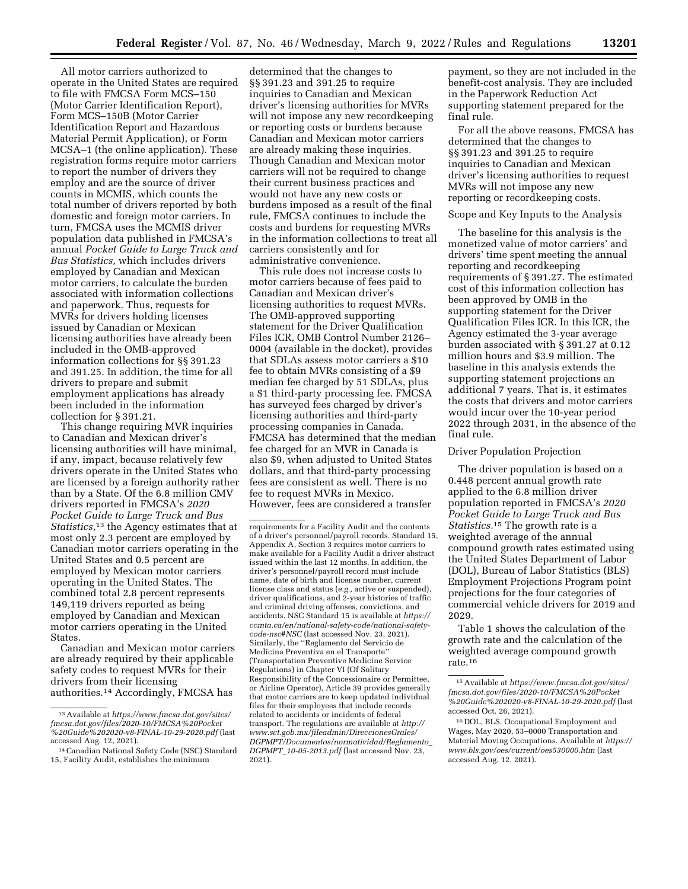All motor carriers authorized to operate in the United States are required to file with FMCSA Form MCS–150 (Motor Carrier Identification Report), Form MCS–150B (Motor Carrier Identification Report and Hazardous Material Permit Application), or Form MCSA–1 (the online application). These registration forms require motor carriers to report the number of drivers they employ and are the source of driver counts in MCMIS, which counts the total number of drivers reported by both domestic and foreign motor carriers. In turn, FMCSA uses the MCMIS driver population data published in FMCSA's annual *Pocket Guide to Large Truck and Bus Statistics,* which includes drivers employed by Canadian and Mexican motor carriers, to calculate the burden associated with information collections and paperwork. Thus, requests for MVRs for drivers holding licenses issued by Canadian or Mexican licensing authorities have already been included in the OMB-approved information collections for §§ 391.23 and 391.25. In addition, the time for all drivers to prepare and submit employment applications has already been included in the information collection for § 391.21.

This change requiring MVR inquiries to Canadian and Mexican driver's licensing authorities will have minimal, if any, impact, because relatively few drivers operate in the United States who are licensed by a foreign authority rather than by a State. Of the 6.8 million CMV drivers reported in FMCSA's *2020 Pocket Guide to Large Truck and Bus Statistics,*[13] the Agency estimates that at most only 2.3 percent are employed by Canadian motor carriers operating in the United States and 0.5 percent are employed by Mexican motor carriers operating in the United States. The combined total 2.8 percent represents 149,119 drivers reported as being employed by Canadian and Mexican motor carriers operating in the United States.

Canadian and Mexican motor carriers are already required by their applicable safety codes to request MVRs for their drivers from their licensing authorities.[14] Accordingly, FMCSA has determined that the changes to §§ 391.23 and 391.25 to require inquiries to Canadian and Mexican driver's licensing authorities for MVRs will not impose any new recordkeeping or reporting costs or burdens because Canadian and Mexican motor carriers are already making these inquiries. Though Canadian and Mexican motor carriers will not be required to change their current business practices and would not have any new costs or burdens imposed as a result of the final rule, FMCSA continues to include the costs and burdens for requesting MVRs in the information collections to treat all carriers consistently and for administrative convenience.

This rule does not increase costs to motor carriers because of fees paid to Canadian and Mexican driver's licensing authorities to request MVRs. The OMB-approved supporting statement for the Driver Qualification Files ICR, OMB Control Number 2126–0004 (available in the docket), provides that SDLAs assess motor carriers a $10 fee to obtain MVRs consisting of a $9 median fee charged by 51 SDLAs, plus a $1 third-party processing fee. FMCSA has surveyed fees charged by driver's licensing authorities and third-party processing companies in Canada. FMCSA has determined that the median fee charged for an MVR in Canada is also $9, when adjusted to United States dollars, and that third-party processing fees are consistent as well. There is no fee to request MVRs in Mexico. However, fees are considered a transfer payment, so they are not included in the benefit-cost analysis. They are included in the Paperwork Reduction Act supporting statement prepared for the final rule.

For all the above reasons, FMCSA has determined that the changes to §§ 391.23 and 391.25 to require inquiries to Canadian and Mexican driver's licensing authorities to request MVRs will not impose any new reporting or recordkeeping costs.

Scope and Key Inputs to the Analysis

The baseline for this analysis is the monetized value of motor carriers' and drivers' time spent meeting the annual reporting and recordkeeping requirements of § 391.27. The estimated cost of this information collection has been approved by OMB in the supporting statement for the Driver Qualification Files ICR. In this ICR, the Agency estimated the 3-year average burden associated with § 391.27 at 0.12 million hours and $3.9 million. The baseline in this analysis extends the supporting statement projections an additional 7 years. That is, it estimates the costs that drivers and motor carriers would incur over the 10-year period 2022 through 2031, in the absence of the final rule.

Driver Population Projection

The driver population is based on a 0.448 percent annual growth rate applied to the 6.8 million driver population reported in FMCSA's *2020 Pocket Guide to Large Truck and Bus Statistics.*[15] The growth rate is a weighted average of the annual compound growth rates estimated using the United States Department of Labor (DOL), Bureau of Labor Statistics (BLS) Employment Projections Program point projections for the four categories of commercial vehicle drivers for 2019 and 2029.

Table 1 shows the calculation of the growth rate and the calculation of the weighted average compound growth rate.[16]

---

[13] Available at *https://www.fmcsa.dot.gov/sites/fmcsa.dot.gov/files/2020-10/FMCSA%20Pocket%20Guide%202020-v8-FINAL-10-29-2020.pdf* (last accessed Aug. 12, 2021).

[14] Canadian National Safety Code (NSC) Standard 15, Facility Audit, establishes the minimum requirements for a Facility Audit and the contents of a driver's personnel/payroll records. Standard 15, Appendix A, Section 3 requires motor carriers to make available for a Facility Audit a driver abstract issued within the last 12 months. In addition, the driver's personnel/payroll record must include name, date of birth and license number, current license class and status (*e.g.,* active or suspended), driver qualifications, and 2-year histories of traffic and criminal driving offenses, convictions, and accidents. NSC Standard 15 is available at *https://ccmta.ca/en/national-safety-code/national-safety-code-nsc#NSC* (last accessed Nov. 23, 2021). Similarly, the ''Reglamento del Servicio de Medicina Preventiva en el Transporte'' (Transportation Preventive Medicine Service Regulations) in Chapter VI (Of Solitary Responsibility of the Concessionaire or Permittee, or Airline Operator), Article 39 provides generally that motor carriers are to keep updated individual files for their employees that include records related to accidents or incidents of federal transport. The regulations are available at *http://www.sct.gob.mx/fileadmin/DireccionesGrales/DGPMPT/Documentos/normatividad/Reglamento_DGPMPT_10-05-2013.pdf* (last accessed Nov. 23, 2021).

[15] Available at *https://www.fmcsa.dot.gov/sites/fmcsa.dot.gov/files/2020-10/FMCSA%20Pocket%20Guide%202020-v8-FINAL-10-29-2020.pdf* (last accessed Oct. 26, 2021).

[16] DOL, BLS. Occupational Employment and Wages, May 2020, 53–0000 Transportation and Material Moving Occupations. Available at *https://www.bls.gov/oes/current/oes530000.htm* (last accessed Aug. 12, 2021).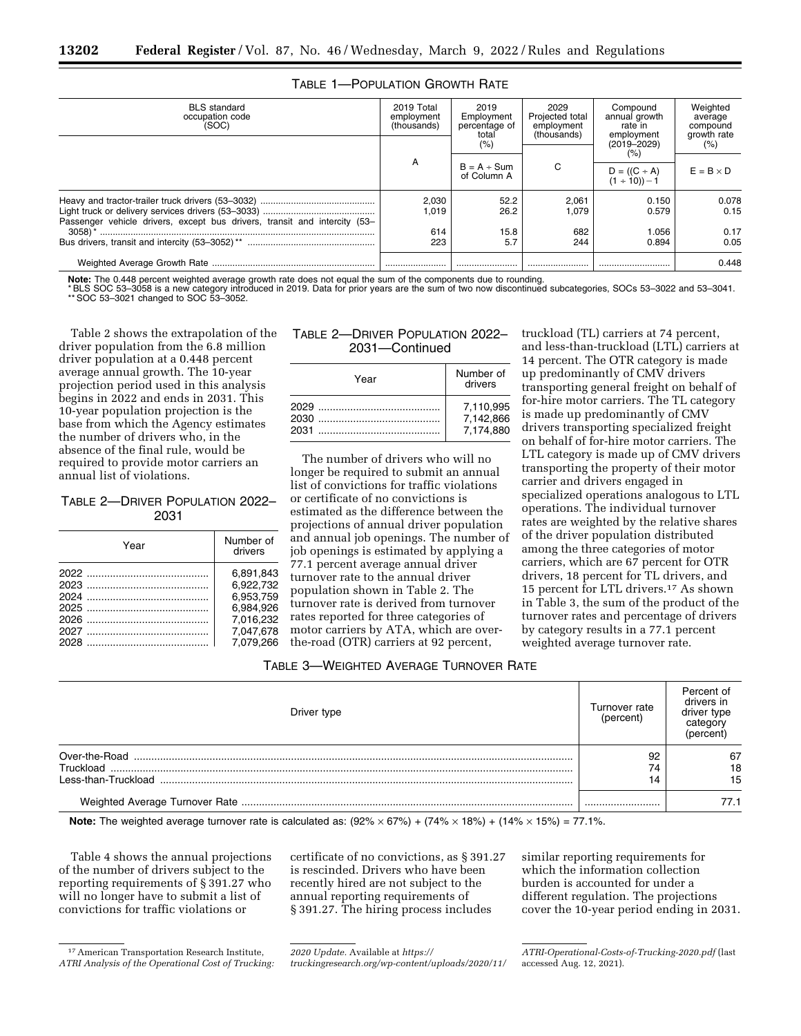TABLE 1—POPULATION GROWTH RATE

| BLS standard occupation code (SOC) | 2019 Total employment (thousands) | 2019 Employment percentage of total (%) | 2029 Projected total employment (thousands) | Compound annual growth rate in employment (2019–2029) (%) | Weighted average compound growth rate (%) |
|---|---|---|---|---|---|
| | A | B = A ÷ Sum of Column A | C | D = ((C ÷ A) (1 ÷ 10)) − 1 | E = B × D |
| Heavy and tractor-trailer truck drivers (53–3032) | 2,030 | 52.2 | 2,061 | 0.150 | 0.078 |
| Light truck or delivery services drivers (53–3033) | 1,019 | 26.2 | 1,079 | 0.579 | 0.15 |
| Passenger vehicle drivers, except bus drivers, transit and intercity (53–3058) * | 614 | 15.8 | 682 | 1.056 | 0.17 |
| Bus drivers, transit and intercity (53–3052) ** | 223 | 5.7 | 244 | 0.894 | 0.05 |
| Weighted Average Growth Rate | | | | | 0.448 |

**Note:** The 0.448 percent weighted average growth rate does not equal the sum of the components due to rounding.
* BLS SOC 53–3058 is a new category introduced in 2019. Data for prior years are the sum of two now discontinued subcategories, SOCs 53–3022 and 53–3041.
** SOC 53–3021 changed to SOC 53–3052.

Table 2 shows the extrapolation of the driver population from the 6.8 million driver population at a 0.448 percent average annual growth. The 10-year projection period used in this analysis begins in 2022 and ends in 2031. This 10-year population projection is the base from which the Agency estimates the number of drivers who, in the absence of the final rule, would be required to provide motor carriers an annual list of violations.

TABLE 2—DRIVER POPULATION 2022–2031

| Year | Number of drivers |
|---|---|
| 2022 | 6,891,843 |
| 2023 | 6,922,732 |
| 2024 | 6,953,759 |
| 2025 | 6,984,926 |
| 2026 | 7,016,232 |
| 2027 | 7,047,678 |
| 2028 | 7,079,266 |
| 2029 | 7,110,995 |
| 2030 | 7,142,866 |
| 2031 | 7,174,880 |

The number of drivers who will no longer be required to submit an annual list of convictions for traffic violations or certificate of no convictions is estimated as the difference between the projections of annual driver population and annual job openings. The number of job openings is estimated by applying a 77.1 percent average annual driver turnover rate to the annual driver population shown in Table 2. The turnover rate is derived from turnover rates reported for three categories of motor carriers by ATA, which are over-the-road (OTR) carriers at 92 percent, truckload (TL) carriers at 74 percent, and less-than-truckload (LTL) carriers at 14 percent. The OTR category is made up predominantly of CMV drivers transporting general freight on behalf of for-hire motor carriers. The TL category is made up predominantly of CMV drivers transporting specialized freight on behalf of for-hire motor carriers. The LTL category is made up of CMV drivers transporting the property of their motor carrier and drivers engaged in specialized operations analogous to LTL operations. The individual turnover rates are weighted by the relative shares of the driver population distributed among the three categories of motor carriers, which are 67 percent for OTR drivers, 18 percent for TL drivers, and 15 percent for LTL drivers.[17] As shown in Table 3, the sum of the product of the turnover rates and percentage of drivers by category results in a 77.1 percent weighted average turnover rate.

TABLE 3—WEIGHTED AVERAGE TURNOVER RATE

| Driver type | Turnover rate (percent) | Percent of drivers in driver type category (percent) |
|---|---|---|
| Over-the-Road | 92 | 67 |
| Truckload | 74 | 18 |
| Less-than-Truckload | 14 | 15 |
| Weighted Average Turnover Rate | | 77.1 |

**Note:** The weighted average turnover rate is calculated as: (92% × 67%) + (74% × 18%) + (14% × 15%) = 77.1%.

Table 4 shows the annual projections of the number of drivers subject to the reporting requirements of § 391.27 who will no longer have to submit a list of convictions for traffic violations or certificate of no convictions, as § 391.27 is rescinded. Drivers who have been recently hired are not subject to the annual reporting requirements of § 391.27. The hiring process includes similar reporting requirements for which the information collection burden is accounted for under a different regulation. The projections cover the 10-year period ending in 2031.

[17] American Transportation Research Institute, *ATRI Analysis of the Operational Cost of Trucking: 2020 Update.* Available at *https://truckingresearch.org/wp-content/uploads/2020/11/ATRI-Operational-Costs-of-Trucking-2020.pdf* (last accessed Aug. 12, 2021).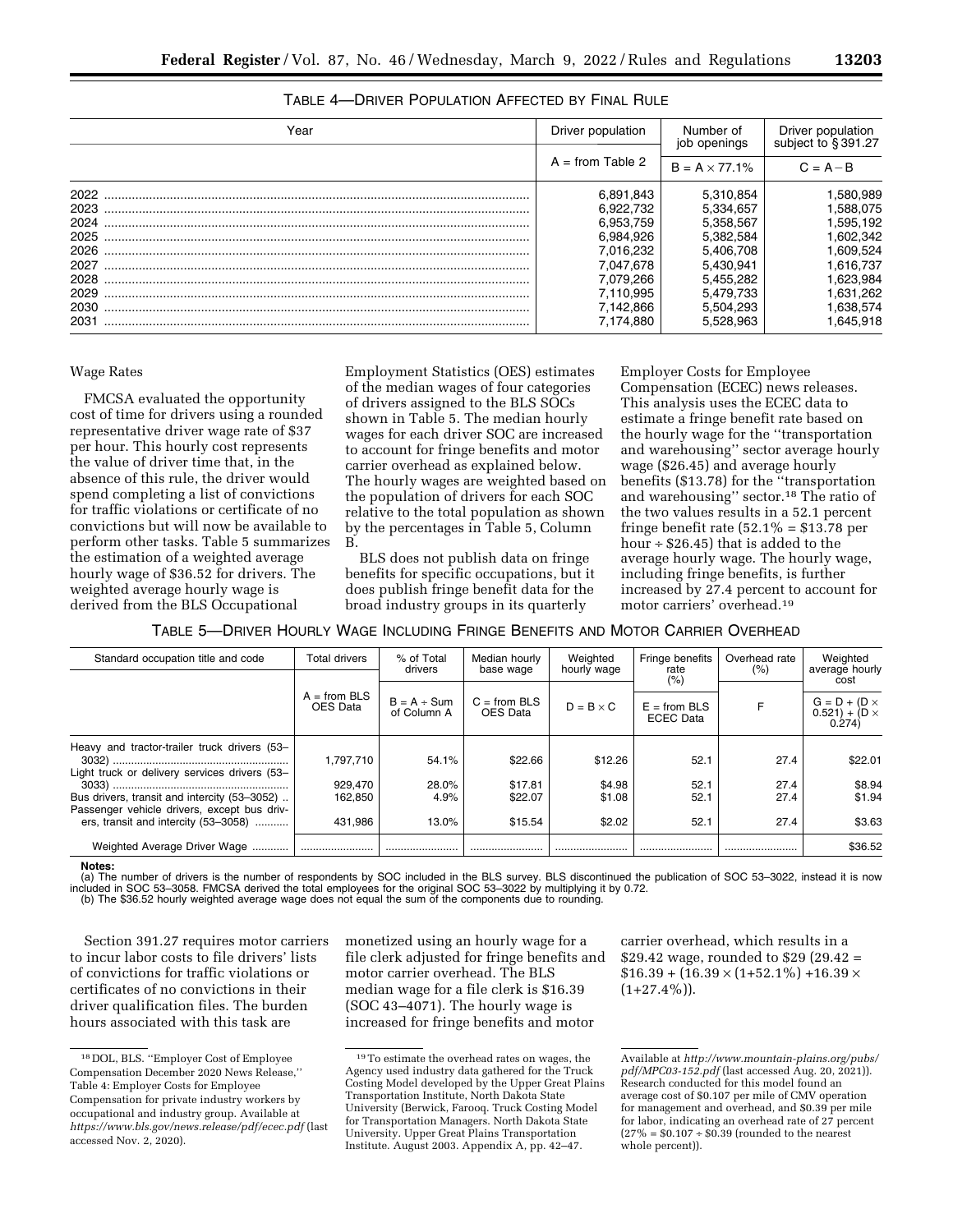TABLE 4—DRIVER POPULATION AFFECTED BY FINAL RULE

| Year | Driver population | Number of job openings | Driver population subject to § 391.27 |
|---|---|---|---|
| | A = from Table 2 | B = A × 77.1% | C = A − B |
| 2022 | 6,891,843 | 5,310,854 | 1,580,989 |
| 2023 | 6,922,732 | 5,334,657 | 1,588,075 |
| 2024 | 6,953,759 | 5,358,567 | 1,595,192 |
| 2025 | 6,984,926 | 5,382,584 | 1,602,342 |
| 2026 | 7,016,232 | 5,406,708 | 1,609,524 |
| 2027 | 7,047,678 | 5,430,941 | 1,616,737 |
| 2028 | 7,079,266 | 5,455,282 | 1,623,984 |
| 2029 | 7,110,995 | 5,479,733 | 1,631,262 |
| 2030 | 7,142,866 | 5,504,293 | 1,638,574 |
| 2031 | 7,174,880 | 5,528,963 | 1,645,918 |

Wage Rates

FMCSA evaluated the opportunity cost of time for drivers using a rounded representative driver wage rate of $37 per hour. This hourly cost represents the value of driver time that, in the absence of this rule, the driver would spend completing a list of convictions for traffic violations or certificate of no convictions but will now be available to perform other tasks. Table 5 summarizes the estimation of a weighted average hourly wage of $36.52 for drivers. The weighted average hourly wage is derived from the BLS Occupational Employment Statistics (OES) estimates of the median wages of four categories of drivers assigned to the BLS SOCs shown in Table 5. The median hourly wages for each driver SOC are increased to account for fringe benefits and motor carrier overhead as explained below. The hourly wages are weighted based on the population of drivers for each SOC relative to the total population as shown by the percentages in Table 5, Column B.

BLS does not publish data on fringe benefits for specific occupations, but it does publish fringe benefit data for the broad industry groups in its quarterly Employer Costs for Employee Compensation (ECEC) news releases. This analysis uses the ECEC data to estimate a fringe benefit rate based on the hourly wage for the ''transportation and warehousing'' sector average hourly wage ($26.45) and average hourly benefits ($13.78) for the ''transportation and warehousing'' sector.[18] The ratio of the two values results in a 52.1 percent fringe benefit rate (52.1% = $13.78 per hour ÷ $26.45) that is added to the average hourly wage. The hourly wage, including fringe benefits, is further increased by 27.4 percent to account for motor carriers' overhead.[19]

TABLE 5—DRIVER HOURLY WAGE INCLUDING FRINGE BENEFITS AND MOTOR CARRIER OVERHEAD

| Standard occupation title and code | Total drivers | % of Total drivers | Median hourly base wage | Weighted hourly wage | Fringe benefits rate (%) | Overhead rate (%) | Weighted average hourly cost |
|---|---|---|---|---|---|---|---|
| | A = from BLS OES Data | B = A ÷ Sum of Column A | C = from BLS OES Data | D = B × C | E = from BLS ECEC Data | F | G = D + (D × 0.521) + (D × 0.274) |
| Heavy and tractor-trailer truck drivers (53–3032) | 1,797,710 | 54.1% | $22.66 | $12.26 | 52.1 | 27.4 | $22.01 |
| Light truck or delivery services drivers (53–3033) | 929,470 | 28.0% | $17.81 | $4.98 | 52.1 | 27.4 | $8.94 |
| Bus drivers, transit and intercity (53–3052) | 162,850 | 4.9% | $22.07 | $1.08 | 52.1 | 27.4 | $1.94 |
| Passenger vehicle drivers, except bus drivers, transit and intercity (53–3058) | 431,986 | 13.0% | $15.54 | $2.02 | 52.1 | 27.4 | $3.63 |
| Weighted Average Driver Wage | | | | | | | $36.52 |

**Notes:**
(a) The number of drivers is the number of respondents by SOC included in the BLS survey. BLS discontinued the publication of SOC 53–3022, instead it is now included in SOC 53–3058. FMCSA derived the total employees for the original SOC 53–3022 by multiplying it by 0.72.
(b) The $36.52 hourly weighted average wage does not equal the sum of the components due to rounding.

Section 391.27 requires motor carriers to incur labor costs to file drivers' lists of convictions for traffic violations or certificates of no convictions in their driver qualification files. The burden hours associated with this task are monetized using an hourly wage for a file clerk adjusted for fringe benefits and motor carrier overhead. The BLS median wage for a file clerk is $16.39 (SOC 43–4071). The hourly wage is increased for fringe benefits and motor carrier overhead, which results in a $29.42 wage, rounded to $29 (29.42 = $16.39 + (16.39 × (1+52.1%) +16.39 × (1+27.4%)).

[18] DOL, BLS. ''Employer Cost of Employee Compensation December 2020 News Release,'' Table 4: Employer Costs for Employee Compensation for private industry workers by occupational and industry group. Available at *https://www.bls.gov/news.release/pdf/ecec.pdf* (last accessed Nov. 2, 2020).

[19] To estimate the overhead rates on wages, the Agency used industry data gathered for the Truck Costing Model developed by the Upper Great Plains Transportation Institute, North Dakota State University (Berwick, Farooq. Truck Costing Model for Transportation Managers. North Dakota State University. Upper Great Plains Transportation Institute. August 2003. Appendix A, pp. 42–47. Available at *http://www.mountain-plains.org/pubs/pdf/MPC03-152.pdf* (last accessed Aug. 20, 2021)). Research conducted for this model found an average cost of $0.107 per mile of CMV operation for management and overhead, and $0.39 per mile for labor, indicating an overhead rate of 27 percent (27% = $0.107 ÷ $0.39 (rounded to the nearest whole percent)).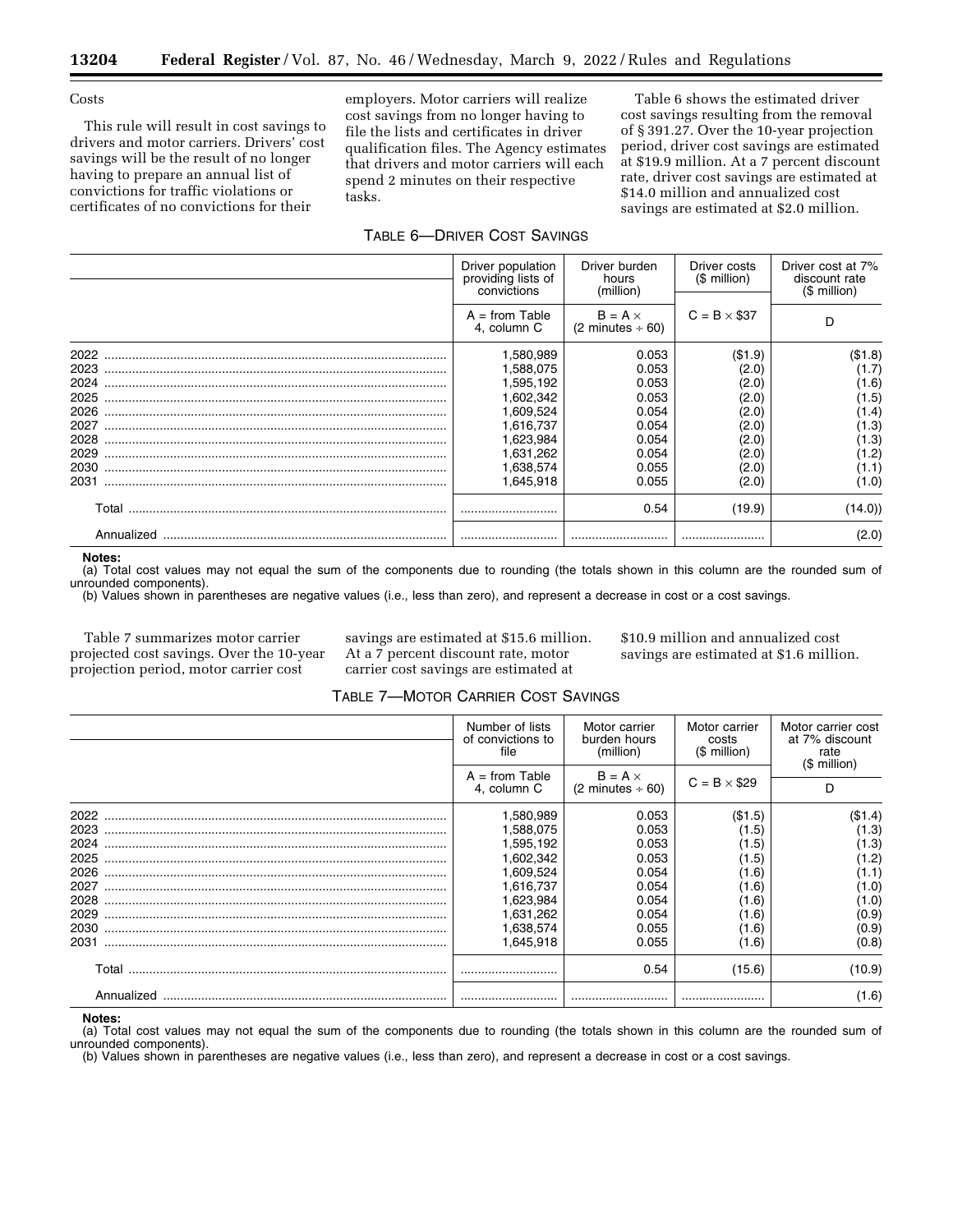Costs

This rule will result in cost savings to drivers and motor carriers. Drivers' cost savings will be the result of no longer having to prepare an annual list of convictions for traffic violations or certificates of no convictions for their employers. Motor carriers will realize cost savings from no longer having to file the lists and certificates in driver qualification files. The Agency estimates that drivers and motor carriers will each spend 2 minutes on their respective tasks.

Table 6 shows the estimated driver cost savings resulting from the removal of § 391.27. Over the 10-year projection period, driver cost savings are estimated at $19.9 million. At a 7 percent discount rate, driver cost savings are estimated at $14.0 million and annualized cost savings are estimated at $2.0 million.

TABLE 6—DRIVER COST SAVINGS

| | Driver population providing lists of convictions | Driver burden hours (million) | Driver costs ($ million) | Driver cost at 7% discount rate ($ million) |
|---|---|---|---|---|
| | A = from Table 4, column C | B = A × (2 minutes ÷ 60) | C = B × $37 | D |
| 2022 | 1,580,989 | 0.053 | ($1.9) | ($1.8) |
| 2023 | 1,588,075 | 0.053 | (2.0) | (1.7) |
| 2024 | 1,595,192 | 0.053 | (2.0) | (1.6) |
| 2025 | 1,602,342 | 0.053 | (2.0) | (1.5) |
| 2026 | 1,609,524 | 0.054 | (2.0) | (1.4) |
| 2027 | 1,616,737 | 0.054 | (2.0) | (1.3) |
| 2028 | 1,623,984 | 0.054 | (2.0) | (1.3) |
| 2029 | 1,631,262 | 0.054 | (2.0) | (1.2) |
| 2030 | 1,638,574 | 0.055 | (2.0) | (1.1) |
| 2031 | 1,645,918 | 0.055 | (2.0) | (1.0) |
| Total | | 0.54 | (19.9) | (14.0)) |
| Annualized | | | | (2.0) |

**Notes:**
(a) Total cost values may not equal the sum of the components due to rounding (the totals shown in this column are the rounded sum of unrounded components).
(b) Values shown in parentheses are negative values (i.e., less than zero), and represent a decrease in cost or a cost savings.

Table 7 summarizes motor carrier projected cost savings. Over the 10-year projection period, motor carrier cost savings are estimated at $15.6 million. At a 7 percent discount rate, motor carrier cost savings are estimated at $10.9 million and annualized cost savings are estimated at $1.6 million.

TABLE 7—MOTOR CARRIER COST SAVINGS

| | Number of lists of convictions to file | Motor carrier burden hours (million) | Motor carrier costs ($ million) | Motor carrier cost at 7% discount rate ($ million) |
|---|---|---|---|---|
| | A = from Table 4, column C | B = A × (2 minutes ÷ 60) | C = B × $29 | D |
| 2022 | 1,580,989 | 0.053 | ($1.5) | ($1.4) |
| 2023 | 1,588,075 | 0.053 | (1.5) | (1.3) |
| 2024 | 1,595,192 | 0.053 | (1.5) | (1.3) |
| 2025 | 1,602,342 | 0.053 | (1.5) | (1.2) |
| 2026 | 1,609,524 | 0.054 | (1.6) | (1.1) |
| 2027 | 1,616,737 | 0.054 | (1.6) | (1.0) |
| 2028 | 1,623,984 | 0.054 | (1.6) | (1.0) |
| 2029 | 1,631,262 | 0.054 | (1.6) | (0.9) |
| 2030 | 1,638,574 | 0.055 | (1.6) | (0.9) |
| 2031 | 1,645,918 | 0.055 | (1.6) | (0.8) |
| Total | | 0.54 | (15.6) | (10.9) |
| Annualized | | | | (1.6) |

**Notes:**
(a) Total cost values may not equal the sum of the components due to rounding (the totals shown in this column are the rounded sum of unrounded components).
(b) Values shown in parentheses are negative values (i.e., less than zero), and represent a decrease in cost or a cost savings.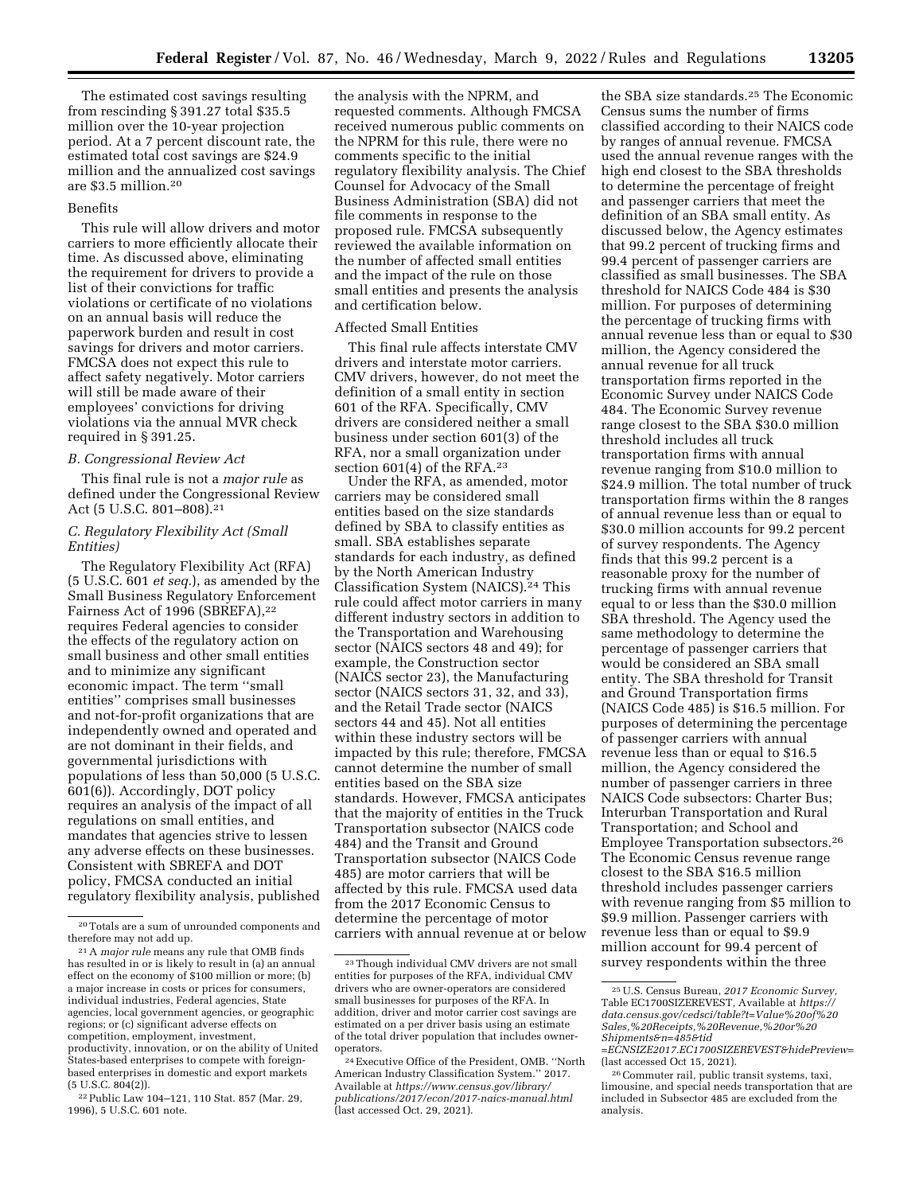The estimated cost savings resulting from rescinding § 391.27 total $35.5 million over the 10-year projection period. At a 7 percent discount rate, the estimated total cost savings are $24.9 million and the annualized cost savings are $3.5 million.[20]

Benefits

This rule will allow drivers and motor carriers to more efficiently allocate their time. As discussed above, eliminating the requirement for drivers to provide a list of their convictions for traffic violations or certificate of no violations on an annual basis will reduce the paperwork burden and result in cost savings for drivers and motor carriers. FMCSA does not expect this rule to affect safety negatively. Motor carriers will still be made aware of their employees' convictions for driving violations via the annual MVR check required in § 391.25.

### *B. Congressional Review Act*

This final rule is not a *major rule* as defined under the Congressional Review Act (5 U.S.C. 801–808).[21]

### *C. Regulatory Flexibility Act (Small Entities)*

The Regulatory Flexibility Act (RFA) (5 U.S.C. 601 *et seq.*), as amended by the Small Business Regulatory Enforcement Fairness Act of 1996 (SBREFA),[22] requires Federal agencies to consider the effects of the regulatory action on small business and other small entities and to minimize any significant economic impact. The term ''small entities'' comprises small businesses and not-for-profit organizations that are independently owned and operated and are not dominant in their fields, and governmental jurisdictions with populations of less than 50,000 (5 U.S.C. 601(6)). Accordingly, DOT policy requires an analysis of the impact of all regulations on small entities, and mandates that agencies strive to lessen any adverse effects on these businesses. Consistent with SBREFA and DOT policy, FMCSA conducted an initial regulatory flexibility analysis, published the analysis with the NPRM, and requested comments. Although FMCSA received numerous public comments on the NPRM for this rule, there were no comments specific to the initial regulatory flexibility analysis. The Chief Counsel for Advocacy of the Small Business Administration (SBA) did not file comments in response to the proposed rule. FMCSA subsequently reviewed the available information on the number of affected small entities and the impact of the rule on those small entities and presents the analysis and certification below.

Affected Small Entities

This final rule affects interstate CMV drivers and interstate motor carriers. CMV drivers, however, do not meet the definition of a small entity in section 601 of the RFA. Specifically, CMV drivers are considered neither a small business under section 601(3) of the RFA, nor a small organization under section 601(4) of the RFA.[23]

Under the RFA, as amended, motor carriers may be considered small entities based on the size standards defined by SBA to classify entities as small. SBA establishes separate standards for each industry, as defined by the North American Industry Classification System (NAICS).[24] This rule could affect motor carriers in many different industry sectors in addition to the Transportation and Warehousing sector (NAICS sectors 48 and 49); for example, the Construction sector (NAICS sector 23), the Manufacturing sector (NAICS sectors 31, 32, and 33), and the Retail Trade sector (NAICS sectors 44 and 45). Not all entities within these industry sectors will be impacted by this rule; therefore, FMCSA cannot determine the number of small entities based on the SBA size standards. However, FMCSA anticipates that the majority of entities in the Truck Transportation subsector (NAICS code 484) and the Transit and Ground Transportation subsector (NAICS Code 485) are motor carriers that will be affected by this rule. FMCSA used data from the 2017 Economic Census to determine the percentage of motor carriers with annual revenue at or below the SBA size standards.[25] The Economic Census sums the number of firms classified according to their NAICS code by ranges of annual revenue. FMCSA used the annual revenue ranges with the high end closest to the SBA thresholds to determine the percentage of freight and passenger carriers that meet the definition of an SBA small entity. As discussed below, the Agency estimates that 99.2 percent of trucking firms and 99.4 percent of passenger carriers are classified as small businesses. The SBA threshold for NAICS Code 484 is $30 million. For purposes of determining the percentage of trucking firms with annual revenue less than or equal to $30 million, the Agency considered the annual revenue for all truck transportation firms reported in the Economic Survey under NAICS Code 484. The Economic Survey revenue range closest to the SBA $30.0 million threshold includes all truck transportation firms with annual revenue ranging from $10.0 million to $24.9 million. The total number of truck transportation firms within the 8 ranges of annual revenue less than or equal to $30.0 million accounts for 99.2 percent of survey respondents. The Agency finds that this 99.2 percent is a reasonable proxy for the number of trucking firms with annual revenue equal to or less than the $30.0 million SBA threshold. The Agency used the same methodology to determine the percentage of passenger carriers that would be considered an SBA small entity. The SBA threshold for Transit and Ground Transportation firms (NAICS Code 485) is $16.5 million. For purposes of determining the percentage of passenger carriers with annual revenue less than or equal to $16.5 million, the Agency considered the number of passenger carriers in three NAICS Code subsectors: Charter Bus; Interurban Transportation and Rural Transportation; and School and Employee Transportation subsectors.[26] The Economic Census revenue range closest to the SBA $16.5 million threshold includes passenger carriers with revenue ranging from $5 million to $9.9 million. Passenger carriers with revenue less than or equal to $9.9 million account for 99.4 percent of survey respondents within the three

---

[20] Totals are a sum of unrounded components and therefore may not add up.

[21] A *major rule* means any rule that OMB finds has resulted in or is likely to result in (a) an annual effect on the economy of $100 million or more; (b) a major increase in costs or prices for consumers, individual industries, Federal agencies, State agencies, local government agencies, or geographic regions; or (c) significant adverse effects on competition, employment, investment, productivity, innovation, or on the ability of United States-based enterprises to compete with foreign-based enterprises in domestic and export markets (5 U.S.C. 804(2)).

[22] Public Law 104–121, 110 Stat. 857 (Mar. 29, 1996), 5 U.S.C. 601 note.

[23] Though individual CMV drivers are not small entities for purposes of the RFA, individual CMV drivers who are owner-operators are considered small businesses for purposes of the RFA. In addition, driver and motor carrier cost savings are estimated on a per driver basis using an estimate of the total driver population that includes owner-operators.

[24] Executive Office of the President, OMB. ''North American Industry Classification System.'' 2017. Available at *https://www.census.gov/library/publications/2017/econ/2017-naics-manual.html* (last accessed Oct. 29, 2021).

[25] U.S. Census Bureau, *2017 Economic Survey,* Table EC1700SIZEREVEST, Available at *https://data.census.gov/cedsci/table?t=Value%20of%20Sales,%20Receipts,%20Revenue,%20or%20Shipments&n=485&tid=ECNSIZE2017.EC1700SIZEREVEST&hidePreview=* (last accessed Oct 15, 2021).

[26] Commuter rail, public transit systems, taxi, limousine, and special needs transportation that are included in Subsector 485 are excluded from the analysis.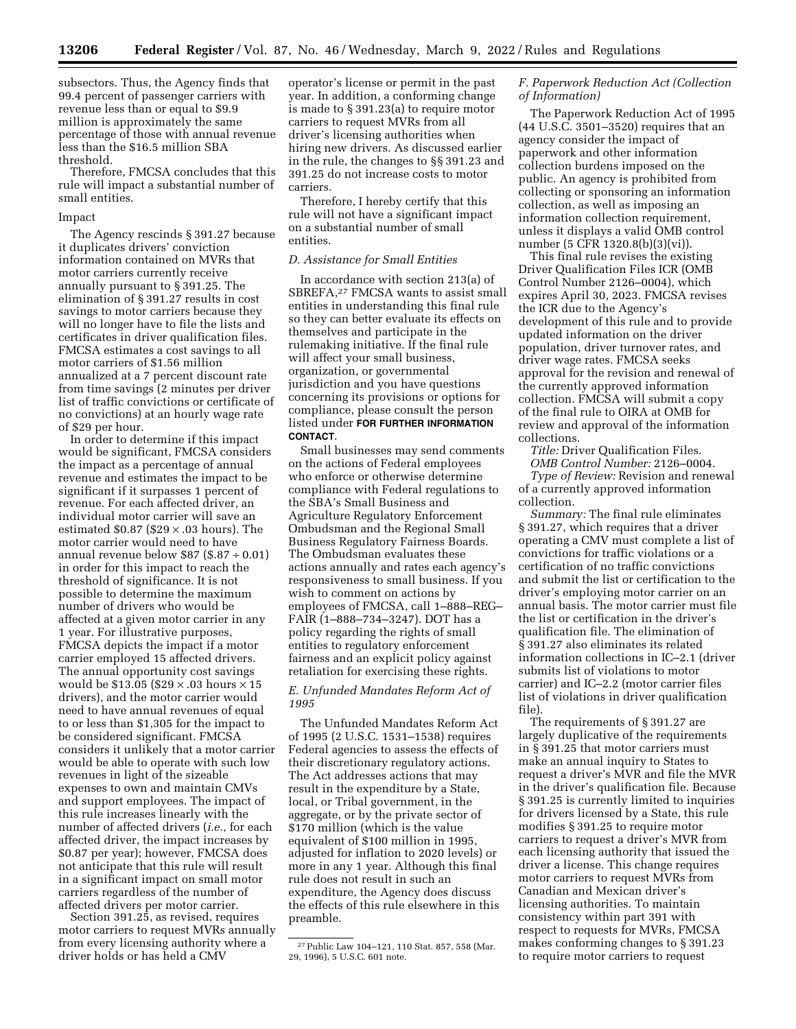subsectors. Thus, the Agency finds that 99.4 percent of passenger carriers with revenue less than or equal to $9.9 million is approximately the same percentage of those with annual revenue less than the $16.5 million SBA threshold.

Therefore, FMCSA concludes that this rule will impact a substantial number of small entities.

Impact

The Agency rescinds § 391.27 because it duplicates drivers' conviction information contained on MVRs that motor carriers currently receive annually pursuant to § 391.25. The elimination of § 391.27 results in cost savings to motor carriers because they will no longer have to file the lists and certificates in driver qualification files. FMCSA estimates a cost savings to all motor carriers of $1.56 million annualized at a 7 percent discount rate from time savings (2 minutes per driver list of traffic convictions or certificate of no convictions) at an hourly wage rate of $29 per hour.

In order to determine if this impact would be significant, FMCSA considers the impact as a percentage of annual revenue and estimates the impact to be significant if it surpasses 1 percent of revenue. For each affected driver, an individual motor carrier will save an estimated $0.87 ($29 × .03 hours). The motor carrier would need to have annual revenue below $87 ($.87 ÷ 0.01) in order for this impact to reach the threshold of significance. It is not possible to determine the maximum number of drivers who would be affected at a given motor carrier in any 1 year. For illustrative purposes, FMCSA depicts the impact if a motor carrier employed 15 affected drivers. The annual opportunity cost savings would be $13.05 ($29 × .03 hours × 15 drivers), and the motor carrier would need to have annual revenues of equal to or less than $1,305 for the impact to be considered significant. FMCSA considers it unlikely that a motor carrier would be able to operate with such low revenues in light of the sizeable expenses to own and maintain CMVs and support employees. The impact of this rule increases linearly with the number of affected drivers (*i.e.,* for each affected driver, the impact increases by $0.87 per year); however, FMCSA does not anticipate that this rule will result in a significant impact on small motor carriers regardless of the number of affected drivers per motor carrier.

Section 391.25, as revised, requires motor carriers to request MVRs annually from every licensing authority where a driver holds or has held a CMV operator's license or permit in the past year. In addition, a conforming change is made to § 391.23(a) to require motor carriers to request MVRs from all driver's licensing authorities when hiring new drivers. As discussed earlier in the rule, the changes to §§ 391.23 and 391.25 do not increase costs to motor carriers.

Therefore, I hereby certify that this rule will not have a significant impact on a substantial number of small entities.

### *D. Assistance for Small Entities*

In accordance with section 213(a) of SBREFA,[27] FMCSA wants to assist small entities in understanding this final rule so they can better evaluate its effects on themselves and participate in the rulemaking initiative. If the final rule will affect your small business, organization, or governmental jurisdiction and you have questions concerning its provisions or options for compliance, please consult the person listed under **FOR FURTHER INFORMATION CONTACT**.

Small businesses may send comments on the actions of Federal employees who enforce or otherwise determine compliance with Federal regulations to the SBA's Small Business and Agriculture Regulatory Enforcement Ombudsman and the Regional Small Business Regulatory Fairness Boards. The Ombudsman evaluates these actions annually and rates each agency's responsiveness to small business. If you wish to comment on actions by employees of FMCSA, call 1–888–REG–FAIR (1–888–734–3247). DOT has a policy regarding the rights of small entities to regulatory enforcement fairness and an explicit policy against retaliation for exercising these rights.

### *E. Unfunded Mandates Reform Act of 1995*

The Unfunded Mandates Reform Act of 1995 (2 U.S.C. 1531–1538) requires Federal agencies to assess the effects of their discretionary regulatory actions. The Act addresses actions that may result in the expenditure by a State, local, or Tribal government, in the aggregate, or by the private sector of $170 million (which is the value equivalent of $100 million in 1995, adjusted for inflation to 2020 levels) or more in any 1 year. Although this final rule does not result in such an expenditure, the Agency does discuss the effects of this rule elsewhere in this preamble.

[27] Public Law 104–121, 110 Stat. 857, 558 (Mar. 29, 1996), 5 U.S.C. 601 note.

### *F. Paperwork Reduction Act (Collection of Information)*

The Paperwork Reduction Act of 1995 (44 U.S.C. 3501–3520) requires that an agency consider the impact of paperwork and other information collection burdens imposed on the public. An agency is prohibited from collecting or sponsoring an information collection, as well as imposing an information collection requirement, unless it displays a valid OMB control number (5 CFR 1320.8(b)(3)(vi)).

This final rule revises the existing Driver Qualification Files ICR (OMB Control Number 2126–0004), which expires April 30, 2023. FMCSA revises the ICR due to the Agency's development of this rule and to provide updated information on the driver population, driver turnover rates, and driver wage rates. FMCSA seeks approval for the revision and renewal of the currently approved information collection. FMCSA will submit a copy of the final rule to OIRA at OMB for review and approval of the information collections.

*Title:* Driver Qualification Files.

*OMB Control Number:* 2126–0004.

*Type of Review:* Revision and renewal of a currently approved information collection.

*Summary:* The final rule eliminates § 391.27, which requires that a driver operating a CMV must complete a list of convictions for traffic violations or a certification of no traffic convictions and submit the list or certification to the driver's employing motor carrier on an annual basis. The motor carrier must file the list or certification in the driver's qualification file. The elimination of § 391.27 also eliminates its related information collections in IC–2.1 (driver submits list of violations to motor carrier) and IC–2.2 (motor carrier files list of violations in driver qualification file).

The requirements of § 391.27 are largely duplicative of the requirements in § 391.25 that motor carriers must make an annual inquiry to States to request a driver's MVR and file the MVR in the driver's qualification file. Because § 391.25 is currently limited to inquiries for drivers licensed by a State, this rule modifies § 391.25 to require motor carriers to request a driver's MVR from each licensing authority that issued the driver a license. This change requires motor carriers to request MVRs from Canadian and Mexican driver's licensing authorities. To maintain consistency within part 391 with respect to requests for MVRs, FMCSA makes conforming changes to § 391.23 to require motor carriers to request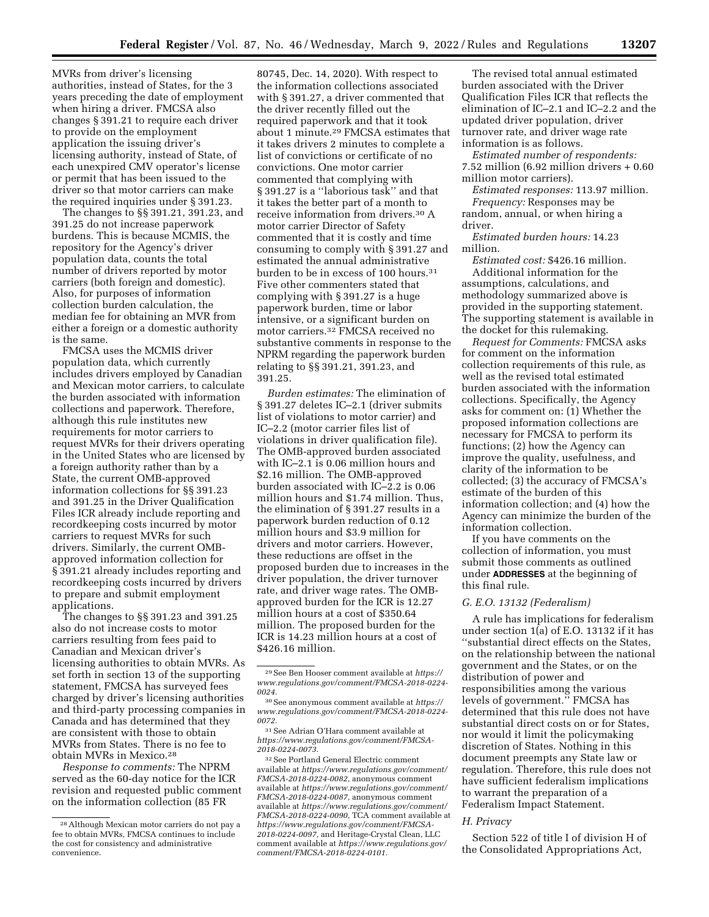MVRs from driver's licensing authorities, instead of States, for the 3 years preceding the date of employment when hiring a driver. FMCSA also changes § 391.21 to require each driver to provide on the employment application the issuing driver's licensing authority, instead of State, of each unexpired CMV operator's license or permit that has been issued to the driver so that motor carriers can make the required inquiries under § 391.23.

The changes to §§ 391.21, 391.23, and 391.25 do not increase paperwork burdens. This is because MCMIS, the repository for the Agency's driver population data, counts the total number of drivers reported by motor carriers (both foreign and domestic). Also, for purposes of information collection burden calculation, the median fee for obtaining an MVR from either a foreign or a domestic authority is the same.

FMCSA uses the MCMIS driver population data, which currently includes drivers employed by Canadian and Mexican motor carriers, to calculate the burden associated with information collections and paperwork. Therefore, although this rule institutes new requirements for motor carriers to request MVRs for their drivers operating in the United States who are licensed by a foreign authority rather than by a State, the current OMB-approved information collections for §§ 391.23 and 391.25 in the Driver Qualification Files ICR already include reporting and recordkeeping costs incurred by motor carriers to request MVRs for such drivers. Similarly, the current OMB-approved information collection for § 391.21 already includes reporting and recordkeeping costs incurred by drivers to prepare and submit employment applications.

The changes to §§ 391.23 and 391.25 also do not increase costs to motor carriers resulting from fees paid to Canadian and Mexican driver's licensing authorities to obtain MVRs. As set forth in section 13 of the supporting statement, FMCSA has surveyed fees charged by driver's licensing authorities and third-party processing companies in Canada and has determined that they are consistent with those to obtain MVRs from States. There is no fee to obtain MVRs in Mexico.[28]

*Response to comments:* The NPRM served as the 60-day notice for the ICR revision and requested public comment on the information collection (85 FR 80745, Dec. 14, 2020). With respect to the information collections associated with § 391.27, a driver commented that the driver recently filled out the required paperwork and that it took about 1 minute.[29] FMCSA estimates that it takes drivers 2 minutes to complete a list of convictions or certificate of no convictions. One motor carrier commented that complying with § 391.27 is a ''laborious task'' and that it takes the better part of a month to receive information from drivers.[30] A motor carrier Director of Safety commented that it is costly and time consuming to comply with § 391.27 and estimated the annual administrative burden to be in excess of 100 hours.[31] Five other commenters stated that complying with § 391.27 is a huge paperwork burden, time or labor intensive, or a significant burden on motor carriers.[32] FMCSA received no substantive comments in response to the NPRM regarding the paperwork burden relating to §§ 391.21, 391.23, and 391.25.

*Burden estimates:* The elimination of § 391.27 deletes IC–2.1 (driver submits list of violations to motor carrier) and IC–2.2 (motor carrier files list of violations in driver qualification file). The OMB-approved burden associated with IC–2.1 is 0.06 million hours and $2.16 million. The OMB-approved burden associated with IC–2.2 is 0.06 million hours and $1.74 million. Thus, the elimination of § 391.27 results in a paperwork burden reduction of 0.12 million hours and $3.9 million for drivers and motor carriers. However, these reductions are offset in the proposed burden due to increases in the driver population, the driver turnover rate, and driver wage rates. The OMB-approved burden for the ICR is 12.27 million hours at a cost of $350.64 million. The proposed burden for the ICR is 14.23 million hours at a cost of $426.16 million.

The revised total annual estimated burden associated with the Driver Qualification Files ICR that reflects the elimination of IC–2.1 and IC–2.2 and the updated driver population, driver turnover rate, and driver wage rate information is as follows.

*Estimated number of respondents:* 7.52 million (6.92 million drivers + 0.60 million motor carriers).

*Estimated responses:* 113.97 million.

*Frequency:* Responses may be random, annual, or when hiring a driver.

*Estimated burden hours:* 14.23 million.

*Estimated cost:* $426.16 million.

Additional information for the assumptions, calculations, and methodology summarized above is provided in the supporting statement. The supporting statement is available in the docket for this rulemaking.

*Request for Comments:* FMCSA asks for comment on the information collection requirements of this rule, as well as the revised total estimated burden associated with the information collections. Specifically, the Agency asks for comment on: (1) Whether the proposed information collections are necessary for FMCSA to perform its functions; (2) how the Agency can improve the quality, usefulness, and clarity of the information to be collected; (3) the accuracy of FMCSA's estimate of the burden of this information collection; and (4) how the Agency can minimize the burden of the information collection.

If you have comments on the collection of information, you must submit those comments as outlined under **ADDRESSES** at the beginning of this final rule.

### *G. E.O. 13132 (Federalism)*

A rule has implications for federalism under section 1(a) of E.O. 13132 if it has ''substantial direct effects on the States, on the relationship between the national government and the States, or on the distribution of power and responsibilities among the various levels of government.'' FMCSA has determined that this rule does not have substantial direct costs on or for States, nor would it limit the policymaking discretion of States. Nothing in this document preempts any State law or regulation. Therefore, this rule does not have sufficient federalism implications to warrant the preparation of a Federalism Impact Statement.

### *H. Privacy*

Section 522 of title I of division H of the Consolidated Appropriations Act,

---

[28] Although Mexican motor carriers do not pay a fee to obtain MVRs, FMCSA continues to include the cost for consistency and administrative convenience.

[29] See Ben Hooser comment available at *https://www.regulations.gov/comment/FMCSA-2018-0224-0024.*

[30] See anonymous comment available at *https://www.regulations.gov/comment/FMCSA-2018-0224-0072.*

[31] See Adrian O'Hara comment available at *https://www.regulations.gov/comment/FMCSA-2018-0224-0073.*

[32] See Portland General Electric comment available at *https://www.regulations.gov/comment/FMCSA-2018-0224-0082,* anonymous comment available at *https://www.regulations.gov/comment/FMCSA-2018-0224-0087,* anonymous comment available at *https://www.regulations.gov/comment/FMCSA-2018-0224-0090,* TCA comment available at *https://www.regulations.gov/comment/FMCSA-2018-0224-0097,* and Heritage-Crystal Clean, LLC comment available at *https://www.regulations.gov/comment/FMCSA-2018-0224-0101.*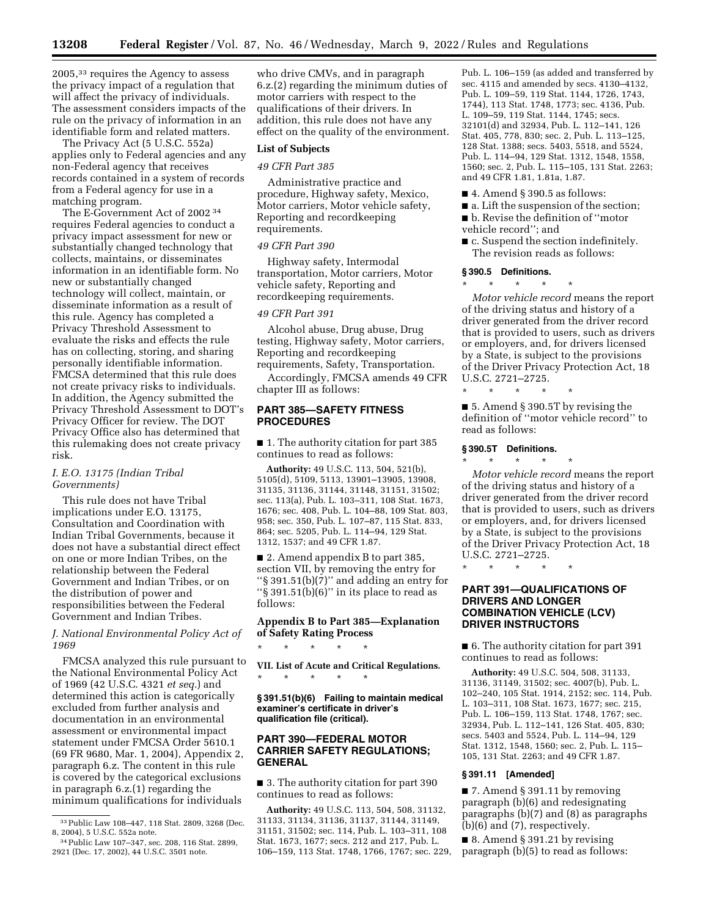2005,[33] requires the Agency to assess the privacy impact of a regulation that will affect the privacy of individuals. The assessment considers impacts of the rule on the privacy of information in an identifiable form and related matters.

The Privacy Act (5 U.S.C. 552a) applies only to Federal agencies and any non-Federal agency that receives records contained in a system of records from a Federal agency for use in a matching program.

The E-Government Act of 2002 [34] requires Federal agencies to conduct a privacy impact assessment for new or substantially changed technology that collects, maintains, or disseminates information in an identifiable form. No new or substantially changed technology will collect, maintain, or disseminate information as a result of this rule. Agency has completed a Privacy Threshold Assessment to evaluate the risks and effects the rule has on collecting, storing, and sharing personally identifiable information. FMCSA determined that this rule does not create privacy risks to individuals. In addition, the Agency submitted the Privacy Threshold Assessment to DOT's Privacy Officer for review. The DOT Privacy Office also has determined that this rulemaking does not create privacy risk.

### *I. E.O. 13175 (Indian Tribal Governments)*

This rule does not have Tribal implications under E.O. 13175, Consultation and Coordination with Indian Tribal Governments, because it does not have a substantial direct effect on one or more Indian Tribes, on the relationship between the Federal Government and Indian Tribes, or on the distribution of power and responsibilities between the Federal Government and Indian Tribes.

### *J. National Environmental Policy Act of 1969*

FMCSA analyzed this rule pursuant to the National Environmental Policy Act of 1969 (42 U.S.C. 4321 *et seq.*) and determined this action is categorically excluded from further analysis and documentation in an environmental assessment or environmental impact statement under FMCSA Order 5610.1 (69 FR 9680, Mar. 1, 2004), Appendix 2, paragraph 6.z. The content in this rule is covered by the categorical exclusions in paragraph 6.z.(1) regarding the minimum qualifications for individuals who drive CMVs, and in paragraph 6.z.(2) regarding the minimum duties of motor carriers with respect to the qualifications of their drivers. In addition, this rule does not have any effect on the quality of the environment.

### List of Subjects

*49 CFR Part 385*

Administrative practice and procedure, Highway safety, Mexico, Motor carriers, Motor vehicle safety, Reporting and recordkeeping requirements.

*49 CFR Part 390*

Highway safety, Intermodal transportation, Motor carriers, Motor vehicle safety, Reporting and recordkeeping requirements.

*49 CFR Part 391*

Alcohol abuse, Drug abuse, Drug testing, Highway safety, Motor carriers, Reporting and recordkeeping requirements, Safety, Transportation.

Accordingly, FMCSA amends 49 CFR chapter III as follows:

## PART 385—SAFETY FITNESS PROCEDURES

■ 1. The authority citation for part 385 continues to read as follows:

**Authority:** 49 U.S.C. 113, 504, 521(b), 5105(d), 5109, 5113, 13901–13905, 13908, 31135, 31136, 31144, 31148, 31151, 31502; sec. 113(a), Pub. L. 103–311, 108 Stat. 1673, 1676; sec. 408, Pub. L. 104–88, 109 Stat. 803, 958; sec. 350, Pub. L. 107–87, 115 Stat. 833, 864; sec. 5205, Pub. L. 114–94, 129 Stat. 1312, 1537; and 49 CFR 1.87.

■ 2. Amend appendix B to part 385, section VII, by removing the entry for "§ 391.51(b)(7)" and adding an entry for "§ 391.51(b)(6)" in its place to read as follows:

### Appendix B to Part 385—Explanation of Safety Rating Process

\* \* \* \* \*

**VII. List of Acute and Critical Regulations.**

\* \* \* \* \*

**§ 391.51(b)(6) Failing to maintain medical examiner's certificate in driver's qualification file (critical).**

## PART 390—FEDERAL MOTOR CARRIER SAFETY REGULATIONS; GENERAL

■ 3. The authority citation for part 390 continues to read as follows:

**Authority:** 49 U.S.C. 113, 504, 508, 31132, 31133, 31134, 31136, 31137, 31144, 31149, 31151, 31502; sec. 114, Pub. L. 103–311, 108 Stat. 1673, 1677; secs. 212 and 217, Pub. L. 106–159, 113 Stat. 1748, 1766, 1767; sec. 229, Pub. L. 106–159 (as added and transferred by sec. 4115 and amended by secs. 4130–4132, Pub. L. 109–59, 119 Stat. 1144, 1726, 1743, 1744), 113 Stat. 1748, 1773; sec. 4136, Pub. L. 109–59, 119 Stat. 1144, 1745; secs. 32101(d) and 32934, Pub. L. 112–141, 126 Stat. 405, 778, 830; sec. 2, Pub. L. 113–125, 128 Stat. 1388; secs. 5403, 5518, and 5524, Pub. L. 114–94, 129 Stat. 1312, 1548, 1558, 1560; sec. 2, Pub. L. 115–105, 131 Stat. 2263; and 49 CFR 1.81, 1.81a, 1.87.

■ 4. Amend § 390.5 as follows:

■ a. Lift the suspension of the section;

■ b. Revise the definition of "motor vehicle record"; and

■ c. Suspend the section indefinitely.

The revision reads as follows:

### § 390.5 Definitions.

\* \* \* \* \*

*Motor vehicle record* means the report of the driving status and history of a driver generated from the driver record that is provided to users, such as drivers or employers, and, for drivers licensed by a State, is subject to the provisions of the Driver Privacy Protection Act, 18 U.S.C. 2721–2725.

\* \* \* \* \*

■ 5. Amend § 390.5T by revising the definition of "motor vehicle record" to read as follows:

### § 390.5T Definitions.

\* \* \* \* \*

*Motor vehicle record* means the report of the driving status and history of a driver generated from the driver record that is provided to users, such as drivers or employers, and, for drivers licensed by a State, is subject to the provisions of the Driver Privacy Protection Act, 18 U.S.C. 2721–2725.

\* \* \* \* \*

## PART 391—QUALIFICATIONS OF DRIVERS AND LONGER COMBINATION VEHICLE (LCV) DRIVER INSTRUCTORS

■ 6. The authority citation for part 391 continues to read as follows:

**Authority:** 49 U.S.C. 504, 508, 31133, 31136, 31149, 31502; sec. 4007(b), Pub. L. 102–240, 105 Stat. 1914, 2152; sec. 114, Pub. L. 103–311, 108 Stat. 1673, 1677; sec. 215, Pub. L. 106–159, 113 Stat. 1748, 1767; sec. 32934, Pub. L. 112–141, 126 Stat. 405, 830; secs. 5403 and 5524, Pub. L. 114–94, 129 Stat. 1312, 1548, 1560; sec. 2, Pub. L. 115–105, 131 Stat. 2263; and 49 CFR 1.87.

### § 391.11 [Amended]

■ 7. Amend § 391.11 by removing paragraph (b)(6) and redesignating paragraphs (b)(7) and (8) as paragraphs (b)(6) and (7), respectively.

■ 8. Amend § 391.21 by revising paragraph (b)(5) to read as follows:

---

[33] Public Law 108–447, 118 Stat. 2809, 3268 (Dec. 8, 2004), 5 U.S.C. 552a note.

[34] Public Law 107–347, sec. 208, 116 Stat. 2899, 2921 (Dec. 17, 2002), 44 U.S.C. 3501 note.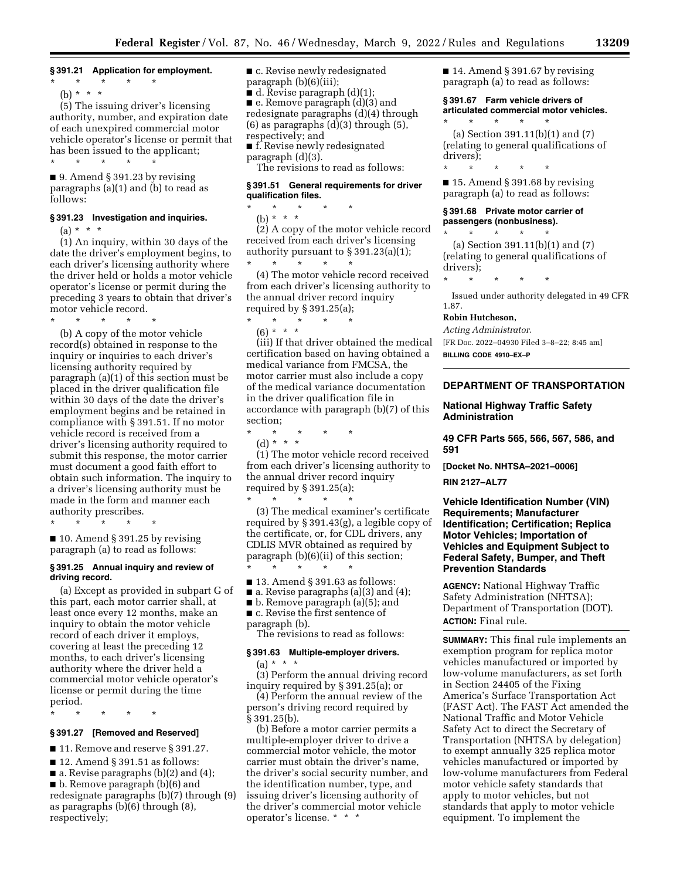### § 391.21 Application for employment.

\* \* \* \* \*

(b) \* \* \*

(5) The issuing driver's licensing authority, number, and expiration date of each unexpired commercial motor vehicle operator's license or permit that has been issued to the applicant;

\* \* \* \* \*

■ 9. Amend § 391.23 by revising paragraphs (a)(1) and (b) to read as follows:

### § 391.23 Investigation and inquiries.

(a) \* \* \*

(1) An inquiry, within 30 days of the date the driver's employment begins, to each driver's licensing authority where the driver held or holds a motor vehicle operator's license or permit during the preceding 3 years to obtain that driver's motor vehicle record.

\* \* \* \* \*

(b) A copy of the motor vehicle record(s) obtained in response to the inquiry or inquiries to each driver's licensing authority required by paragraph (a)(1) of this section must be placed in the driver qualification file within 30 days of the date the driver's employment begins and be retained in compliance with § 391.51. If no motor vehicle record is received from a driver's licensing authority required to submit this response, the motor carrier must document a good faith effort to obtain such information. The inquiry to a driver's licensing authority must be made in the form and manner each authority prescribes.

\* \* \* \* \*

■ 10. Amend § 391.25 by revising paragraph (a) to read as follows:

### § 391.25 Annual inquiry and review of driving record.

(a) Except as provided in subpart G of this part, each motor carrier shall, at least once every 12 months, make an inquiry to obtain the motor vehicle record of each driver it employs, covering at least the preceding 12 months, to each driver's licensing authority where the driver held a commercial motor vehicle operator's license or permit during the time period.

\* \* \* \* \*

### § 391.27 [Removed and Reserved]

■ 11. Remove and reserve § 391.27.

■ 12. Amend § 391.51 as follows:

■ a. Revise paragraphs (b)(2) and (4);

■ b. Remove paragraph (b)(6) and redesignate paragraphs (b)(7) through (9) as paragraphs (b)(6) through (8), respectively;

■ c. Revise newly redesignated paragraph (b)(6)(iii);

■ d. Revise paragraph (d)(1);

■ e. Remove paragraph (d)(3) and redesignate paragraphs (d)(4) through (6) as paragraphs (d)(3) through (5), respectively; and

■ f. Revise newly redesignated paragraph (d)(3).

The revisions to read as follows:

### § 391.51 General requirements for driver qualification files.

\* \* \* \* \*

(b) \* \* \*

(2) A copy of the motor vehicle record received from each driver's licensing authority pursuant to § 391.23(a)(1);

\* \* \* \* \*

(4) The motor vehicle record received from each driver's licensing authority to the annual driver record inquiry required by § 391.25(a);

\* \* \* \* \*

(6) \* \* \*

(iii) If that driver obtained the medical certification based on having obtained a medical variance from FMCSA, the motor carrier must also include a copy of the medical variance documentation in the driver qualification file in accordance with paragraph (b)(7) of this section;

\* \* \* \* \*

(d) \* \* \*

(1) The motor vehicle record received from each driver's licensing authority to the annual driver record inquiry required by § 391.25(a);

\* \* \* \* \*

(3) The medical examiner's certificate required by § 391.43(g), a legible copy of the certificate, or, for CDL drivers, any CDLIS MVR obtained as required by paragraph (b)(6)(ii) of this section;

\* \* \* \* \*

■ 13. Amend § 391.63 as follows:

■ a. Revise paragraphs (a)(3) and (4);

■ b. Remove paragraph (a)(5); and

■ c. Revise the first sentence of paragraph (b).

The revisions to read as follows:

### § 391.63 Multiple-employer drivers.

(a) \* \* \*

(3) Perform the annual driving record inquiry required by § 391.25(a); or

(4) Perform the annual review of the person's driving record required by § 391.25(b).

(b) Before a motor carrier permits a multiple-employer driver to drive a commercial motor vehicle, the motor carrier must obtain the driver's name, the driver's social security number, and the identification number, type, and issuing driver's licensing authority of the driver's commercial motor vehicle operator's license. \* \* \*

■ 14. Amend § 391.67 by revising paragraph (a) to read as follows:

### § 391.67 Farm vehicle drivers of articulated commercial motor vehicles.

\* \* \* \* \*

(a) Section 391.11(b)(1) and (7) (relating to general qualifications of drivers);

\* \* \* \* \*

■ 15. Amend § 391.68 by revising paragraph (a) to read as follows:

### § 391.68 Private motor carrier of passengers (nonbusiness).

\* \* \* \* \*

(a) Section 391.11(b)(1) and (7) (relating to general qualifications of drivers);

\* \* \* \* \*

Issued under authority delegated in 49 CFR 1.87.

**Robin Hutcheson,**

*Acting Administrator.*

[FR Doc. 2022–04930 Filed 3–8–22; 8:45 am]

**BILLING CODE 4910–EX–P**

---

## DEPARTMENT OF TRANSPORTATION

### National Highway Traffic Safety Administration

### 49 CFR Parts 565, 566, 567, 586, and 591

**[Docket No. NHTSA–2021–0006]**

**RIN 2127–AL77**

### Vehicle Identification Number (VIN) Requirements; Manufacturer Identification; Certification; Replica Motor Vehicles; Importation of Vehicles and Equipment Subject to Federal Safety, Bumper, and Theft Prevention Standards

**AGENCY:** National Highway Traffic Safety Administration (NHTSA); Department of Transportation (DOT).

**ACTION:** Final rule.

**SUMMARY:** This final rule implements an exemption program for replica motor vehicles manufactured or imported by low-volume manufacturers, as set forth in Section 24405 of the Fixing America's Surface Transportation Act (FAST Act). The FAST Act amended the National Traffic and Motor Vehicle Safety Act to direct the Secretary of Transportation (NHTSA by delegation) to exempt annually 325 replica motor vehicles manufactured or imported by low-volume manufacturers from Federal motor vehicle safety standards that apply to motor vehicles, but not standards that apply to motor vehicle equipment. To implement the